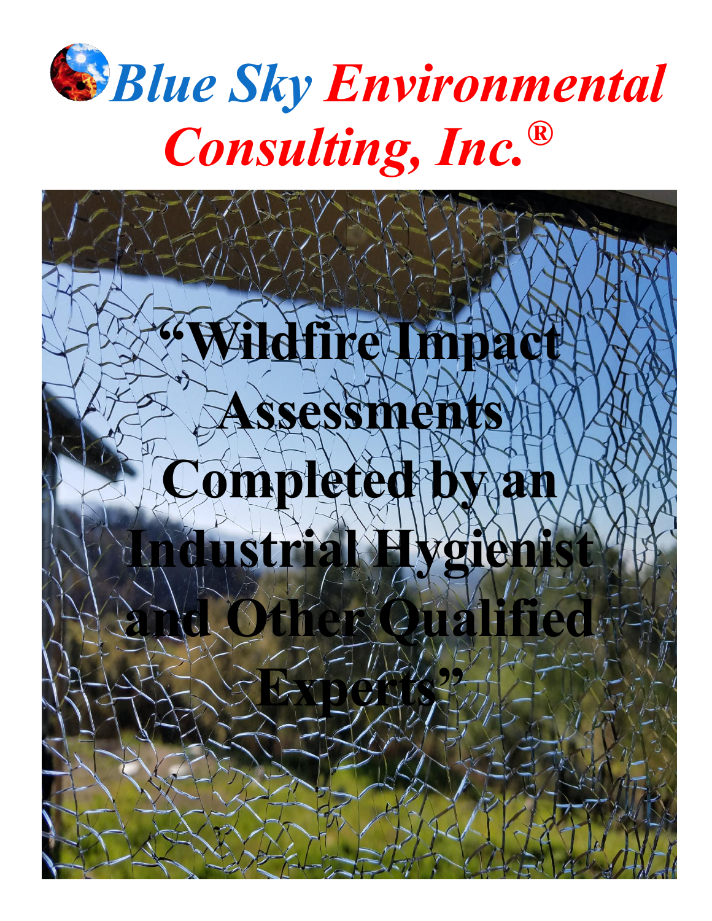# *Blue Sky Environmental Consulting, Inc.®*

## "Wildfire Impact Assessments Completed by an Industrial Hygienist and Other Qualified Experts"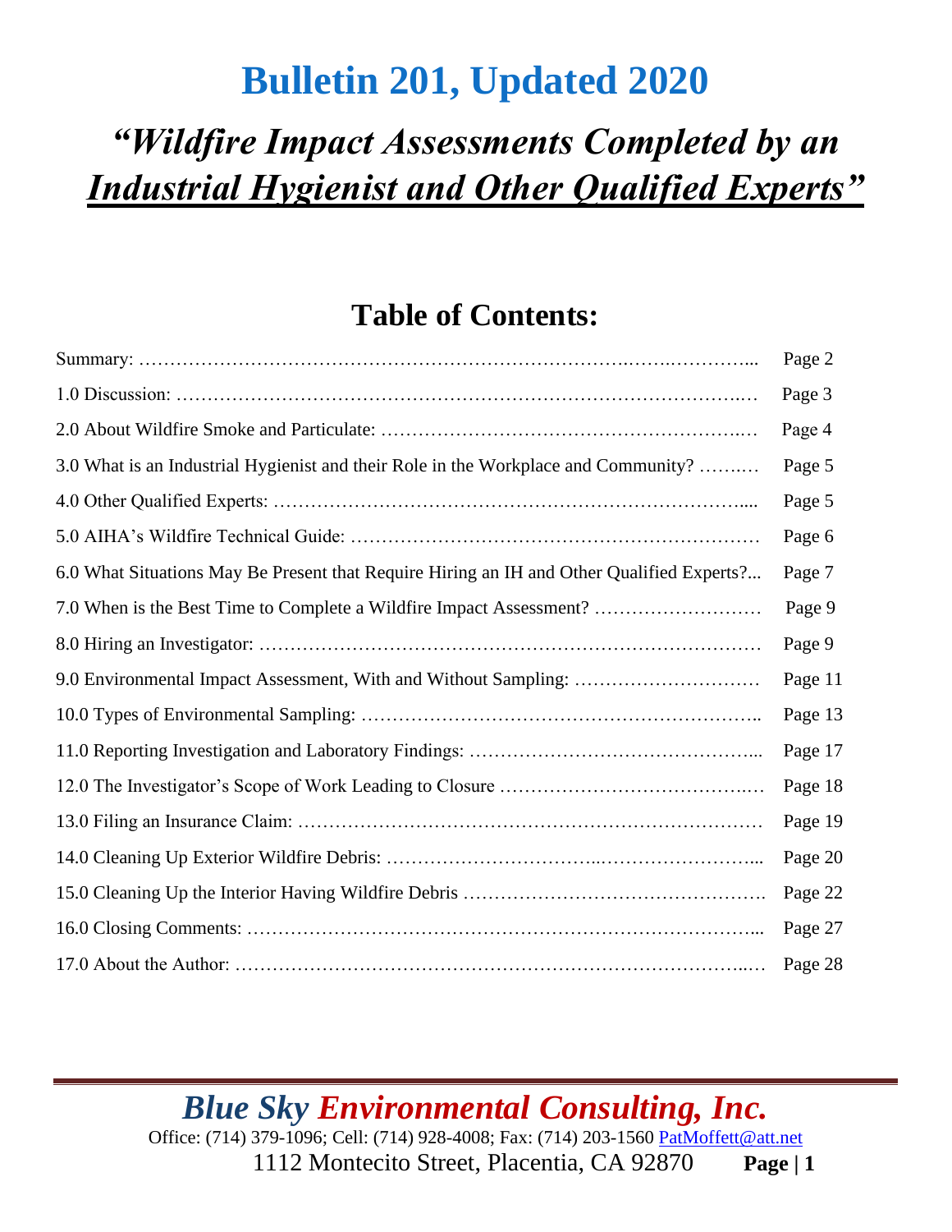# Bulletin 201, Updated 2020

## *"Wildfire Impact Assessments Completed by an* ***Industrial Hygienist and Other Qualified Experts"***

## Table of Contents:

| Section | Page |
|---|---|
| Summary: | Page 2 |
| 1.0 Discussion: | Page 3 |
| 2.0 About Wildfire Smoke and Particulate: | Page 4 |
| 3.0 What is an Industrial Hygienist and their Role in the Workplace and Community? | Page 5 |
| 4.0 Other Qualified Experts: | Page 5 |
| 5.0 AIHA's Wildfire Technical Guide: | Page 6 |
| 6.0 What Situations May Be Present that Require Hiring an IH and Other Qualified Experts? | Page 7 |
| 7.0 When is the Best Time to Complete a Wildfire Impact Assessment? | Page 9 |
| 8.0 Hiring an Investigator: | Page 9 |
| 9.0 Environmental Impact Assessment, With and Without Sampling: | Page 11 |
| 10.0 Types of Environmental Sampling: | Page 13 |
| 11.0 Reporting Investigation and Laboratory Findings: | Page 17 |
| 12.0 The Investigator's Scope of Work Leading to Closure | Page 18 |
| 13.0 Filing an Insurance Claim: | Page 19 |
| 14.0 Cleaning Up Exterior Wildfire Debris: | Page 20 |
| 15.0 Cleaning Up the Interior Having Wildfire Debris | Page 22 |
| 16.0 Closing Comments: | Page 27 |
| 17.0 About the Author: | Page 28 |

*Blue Sky Environmental Consulting, Inc.*

Office: (714) 379-1096; Cell: (714) 928-4008; Fax: (714) 203-1560 PatMoffett@att.net

1112 Montecito Street, Placentia, CA 92870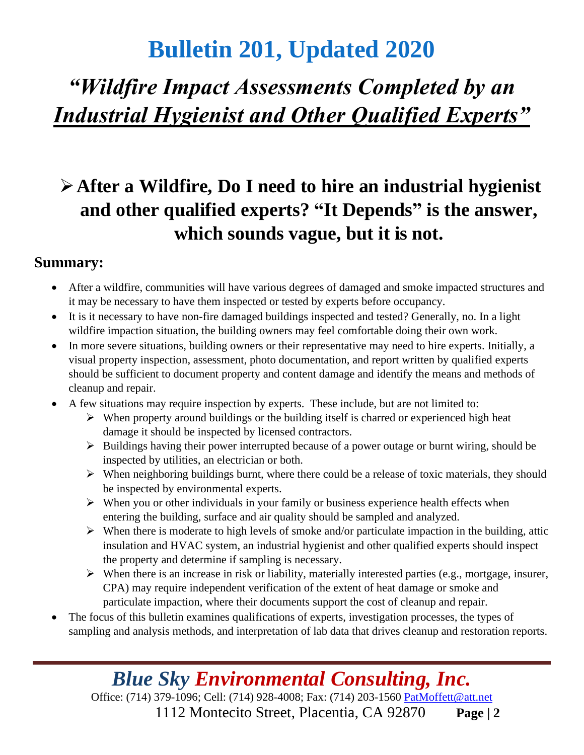# Bulletin 201, Updated 2020

## *"Wildfire Impact Assessments Completed by an* ***Industrial Hygienist and Other Qualified Experts"***

## ➢ After a Wildfire, Do I need to hire an industrial hygienist and other qualified experts? "It Depends" is the answer, which sounds vague, but it is not.

### Summary:

- After a wildfire, communities will have various degrees of damaged and smoke impacted structures and it may be necessary to have them inspected or tested by experts before occupancy.
- It is it necessary to have non-fire damaged buildings inspected and tested? Generally, no. In a light wildfire impaction situation, the building owners may feel comfortable doing their own work.
- In more severe situations, building owners or their representative may need to hire experts. Initially, a visual property inspection, assessment, photo documentation, and report written by qualified experts should be sufficient to document property and content damage and identify the means and methods of cleanup and repair.
- A few situations may require inspection by experts. These include, but are not limited to:
  - ➢ When property around buildings or the building itself is charred or experienced high heat damage it should be inspected by licensed contractors.
  - ➢ Buildings having their power interrupted because of a power outage or burnt wiring, should be inspected by utilities, an electrician or both.
  - ➢ When neighboring buildings burnt, where there could be a release of toxic materials, they should be inspected by environmental experts.
  - ➢ When you or other individuals in your family or business experience health effects when entering the building, surface and air quality should be sampled and analyzed.
  - ➢ When there is moderate to high levels of smoke and/or particulate impaction in the building, attic insulation and HVAC system, an industrial hygienist and other qualified experts should inspect the property and determine if sampling is necessary.
  - ➢ When there is an increase in risk or liability, materially interested parties (e.g., mortgage, insurer, CPA) may require independent verification of the extent of heat damage or smoke and particulate impaction, where their documents support the cost of cleanup and repair.
- The focus of this bulletin examines qualifications of experts, investigation processes, the types of sampling and analysis methods, and interpretation of lab data that drives cleanup and restoration reports.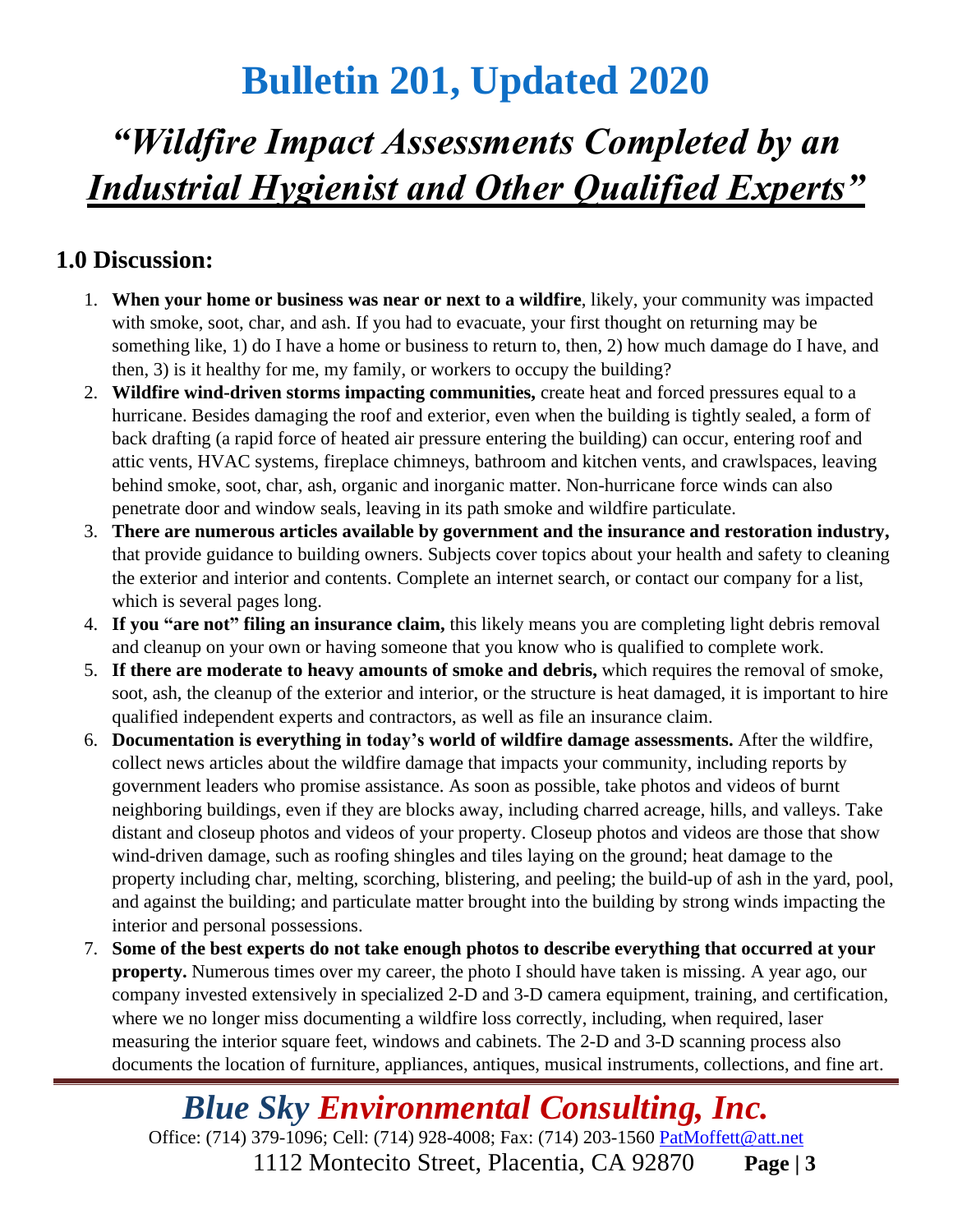# Bulletin 201, Updated 2020

## *"Wildfire Impact Assessments Completed by an Industrial Hygienist and Other Qualified Experts"*

## 1.0 Discussion:

1. **When your home or business was near or next to a wildfire**, likely, your community was impacted with smoke, soot, char, and ash. If you had to evacuate, your first thought on returning may be something like, 1) do I have a home or business to return to, then, 2) how much damage do I have, and then, 3) is it healthy for me, my family, or workers to occupy the building?
2. **Wildfire wind-driven storms impacting communities,** create heat and forced pressures equal to a hurricane. Besides damaging the roof and exterior, even when the building is tightly sealed, a form of back drafting (a rapid force of heated air pressure entering the building) can occur, entering roof and attic vents, HVAC systems, fireplace chimneys, bathroom and kitchen vents, and crawlspaces, leaving behind smoke, soot, char, ash, organic and inorganic matter. Non-hurricane force winds can also penetrate door and window seals, leaving in its path smoke and wildfire particulate.
3. **There are numerous articles available by government and the insurance and restoration industry,** that provide guidance to building owners. Subjects cover topics about your health and safety to cleaning the exterior and interior and contents. Complete an internet search, or contact our company for a list, which is several pages long.
4. **If you "are not" filing an insurance claim,** this likely means you are completing light debris removal and cleanup on your own or having someone that you know who is qualified to complete work.
5. **If there are moderate to heavy amounts of smoke and debris,** which requires the removal of smoke, soot, ash, the cleanup of the exterior and interior, or the structure is heat damaged, it is important to hire qualified independent experts and contractors, as well as file an insurance claim.
6. **Documentation is everything in today's world of wildfire damage assessments.** After the wildfire, collect news articles about the wildfire damage that impacts your community, including reports by government leaders who promise assistance. As soon as possible, take photos and videos of burnt neighboring buildings, even if they are blocks away, including charred acreage, hills, and valleys. Take distant and closeup photos and videos of your property. Closeup photos and videos are those that show wind-driven damage, such as roofing shingles and tiles laying on the ground; heat damage to the property including char, melting, scorching, blistering, and peeling; the build-up of ash in the yard, pool, and against the building; and particulate matter brought into the building by strong winds impacting the interior and personal possessions.
7. **Some of the best experts do not take enough photos to describe everything that occurred at your property.** Numerous times over my career, the photo I should have taken is missing. A year ago, our company invested extensively in specialized 2-D and 3-D camera equipment, training, and certification, where we no longer miss documenting a wildfire loss correctly, including, when required, laser measuring the interior square feet, windows and cabinets. The 2-D and 3-D scanning process also documents the location of furniture, appliances, antiques, musical instruments, collections, and fine art.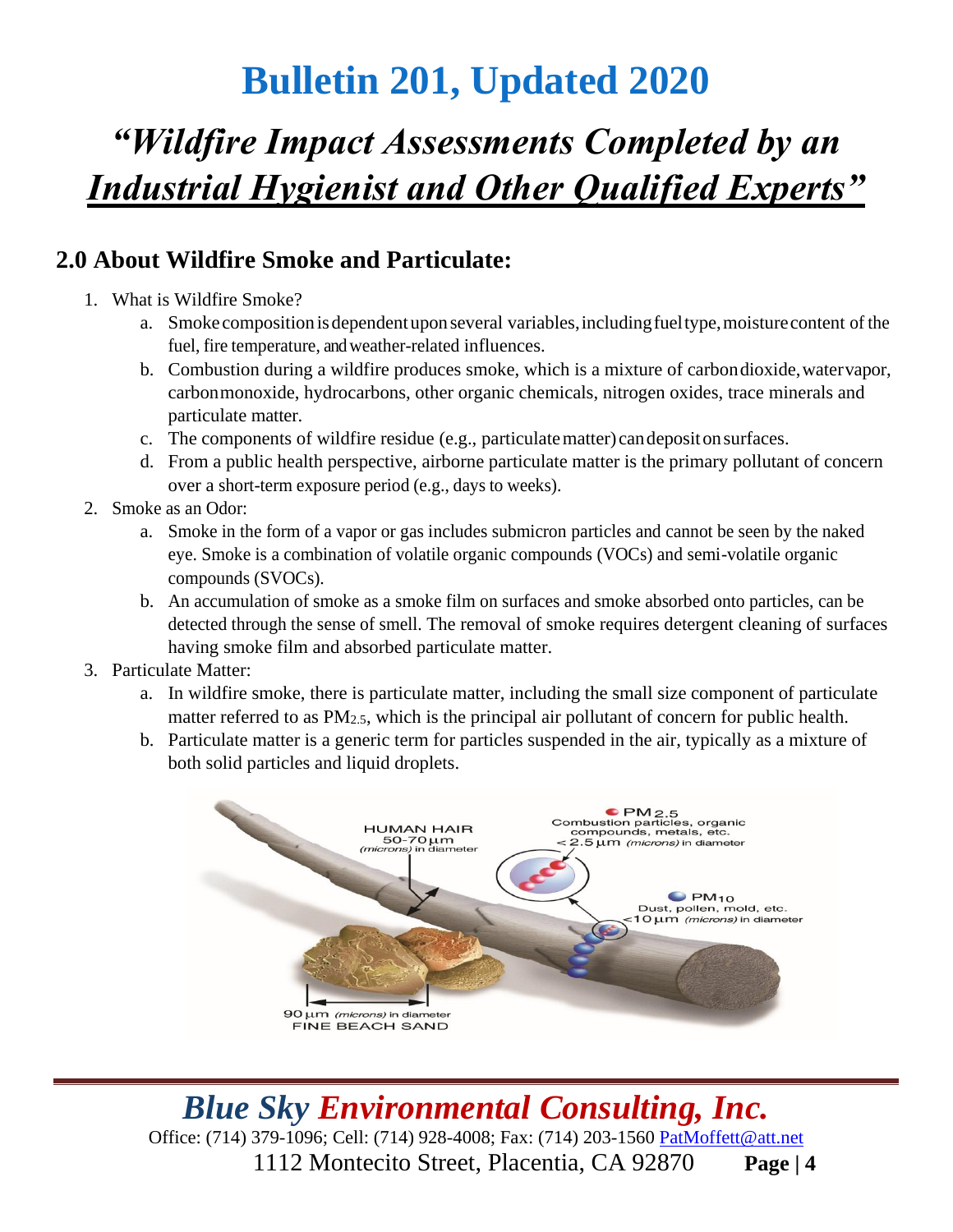# Bulletin 201, Updated 2020

## *"Wildfire Impact Assessments Completed by an Industrial Hygienist and Other Qualified Experts"*

## 2.0 About Wildfire Smoke and Particulate:

1. What is Wildfire Smoke?
   a. Smoke composition is dependent upon several variables, including fuel type, moisture content of the fuel, fire temperature, and weather-related influences.
   b. Combustion during a wildfire produces smoke, which is a mixture of carbon dioxide, water vapor, carbon monoxide, hydrocarbons, other organic chemicals, nitrogen oxides, trace minerals and particulate matter.
   c. The components of wildfire residue (e.g., particulate matter) can deposit on surfaces.
   d. From a public health perspective, airborne particulate matter is the primary pollutant of concern over a short-term exposure period (e.g., days to weeks).
2. Smoke as an Odor:
   a. Smoke in the form of a vapor or gas includes submicron particles and cannot be seen by the naked eye. Smoke is a combination of volatile organic compounds (VOCs) and semi-volatile organic compounds (SVOCs).
   b. An accumulation of smoke as a smoke film on surfaces and smoke absorbed onto particles, can be detected through the sense of smell. The removal of smoke requires detergent cleaning of surfaces having smoke film and absorbed particulate matter.
3. Particulate Matter:
   a. In wildfire smoke, there is particulate matter, including the small size component of particulate matter referred to as $PM_{2.5}$, which is the principal air pollutant of concern for public health.
   b. Particulate matter is a generic term for particles suspended in the air, typically as a mixture of both solid particles and liquid droplets.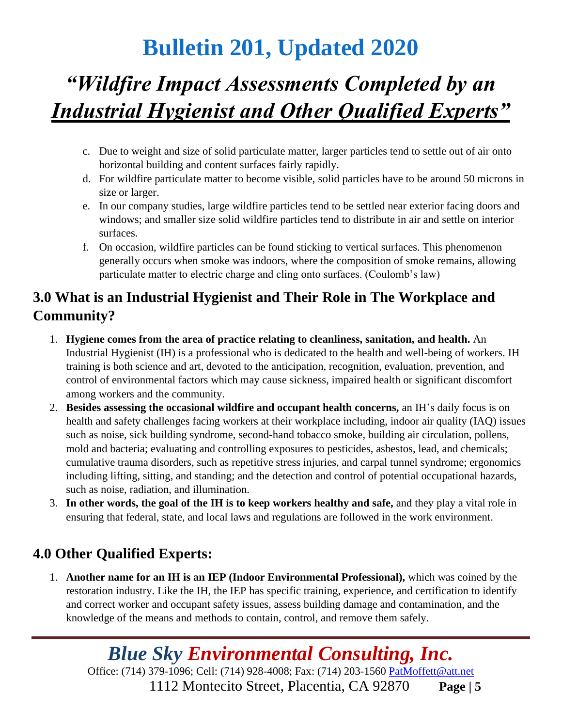c. Due to weight and size of solid particulate matter, larger particles tend to settle out of air onto horizontal building and content surfaces fairly rapidly.
d. For wildfire particulate matter to become visible, solid particles have to be around 50 microns in size or larger.
e. In our company studies, large wildfire particles tend to be settled near exterior facing doors and windows; and smaller size solid wildfire particles tend to distribute in air and settle on interior surfaces.
f. On occasion, wildfire particles can be found sticking to vertical surfaces. This phenomenon generally occurs when smoke was indoors, where the composition of smoke remains, allowing particulate matter to electric charge and cling onto surfaces. (Coulomb's law)

## 3.0 What is an Industrial Hygienist and Their Role in The Workplace and Community?

1. **Hygiene comes from the area of practice relating to cleanliness, sanitation, and health.** An Industrial Hygienist (IH) is a professional who is dedicated to the health and well-being of workers. IH training is both science and art, devoted to the anticipation, recognition, evaluation, prevention, and control of environmental factors which may cause sickness, impaired health or significant discomfort among workers and the community.
2. **Besides assessing the occasional wildfire and occupant health concerns,** an IH's daily focus is on health and safety challenges facing workers at their workplace including, indoor air quality (IAQ) issues such as noise, sick building syndrome, second-hand tobacco smoke, building air circulation, pollens, mold and bacteria; evaluating and controlling exposures to pesticides, asbestos, lead, and chemicals; cumulative trauma disorders, such as repetitive stress injuries, and carpal tunnel syndrome; ergonomics including lifting, sitting, and standing; and the detection and control of potential occupational hazards, such as noise, radiation, and illumination.
3. **In other words, the goal of the IH is to keep workers healthy and safe,** and they play a vital role in ensuring that federal, state, and local laws and regulations are followed in the work environment.

## 4.0 Other Qualified Experts:

1. **Another name for an IH is an IEP (Indoor Environmental Professional),** which was coined by the restoration industry. Like the IH, the IEP has specific training, experience, and certification to identify and correct worker and occupant safety issues, assess building damage and contamination, and the knowledge of the means and methods to contain, control, and remove them safely.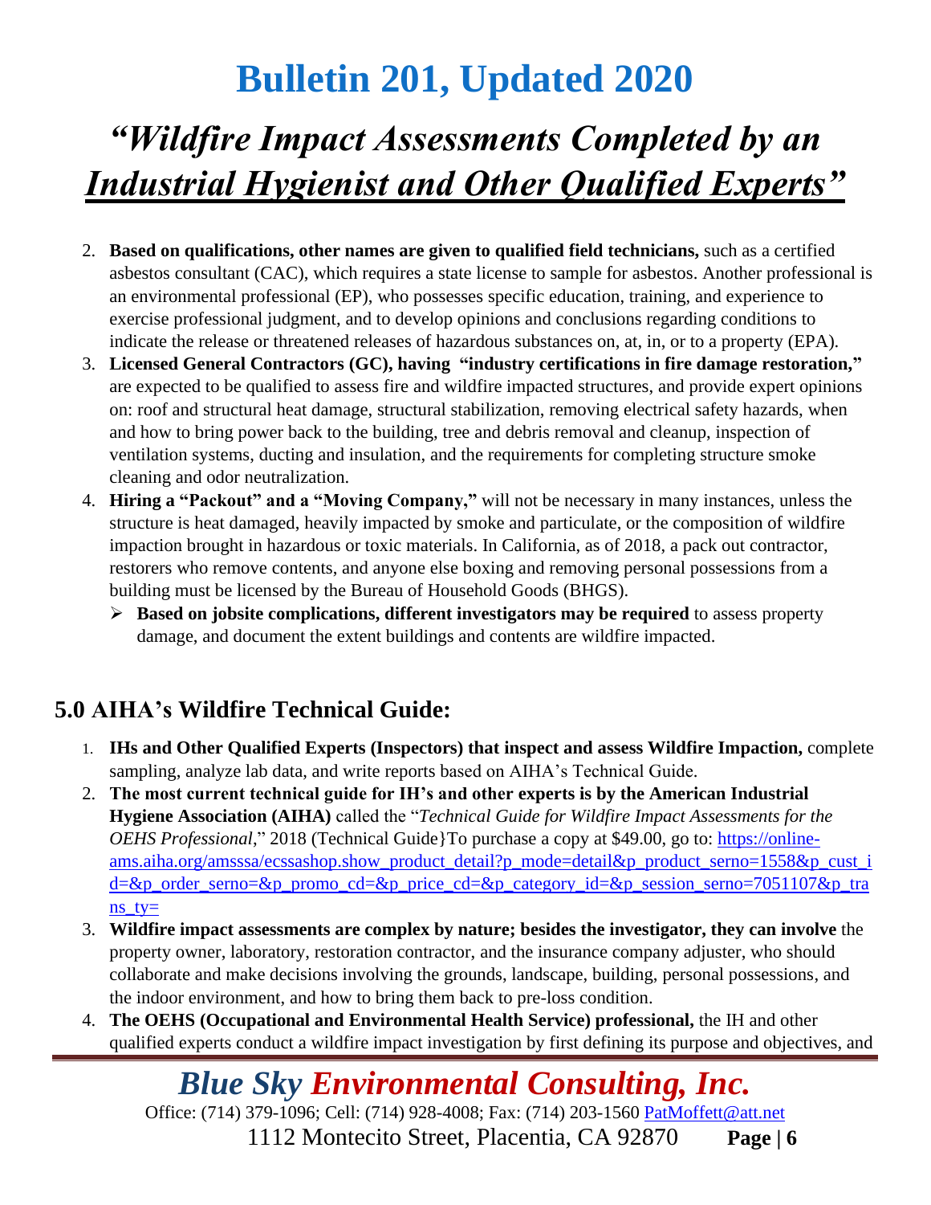2. **Based on qualifications, other names are given to qualified field technicians,** such as a certified asbestos consultant (CAC), which requires a state license to sample for asbestos. Another professional is an environmental professional (EP), who possesses specific education, training, and experience to exercise professional judgment, and to develop opinions and conclusions regarding conditions to indicate the release or threatened releases of hazardous substances on, at, in, or to a property (EPA).
3. **Licensed General Contractors (GC), having "industry certifications in fire damage restoration,"** are expected to be qualified to assess fire and wildfire impacted structures, and provide expert opinions on: roof and structural heat damage, structural stabilization, removing electrical safety hazards, when and how to bring power back to the building, tree and debris removal and cleanup, inspection of ventilation systems, ducting and insulation, and the requirements for completing structure smoke cleaning and odor neutralization.
4. **Hiring a "Packout" and a "Moving Company,"** will not be necessary in many instances, unless the structure is heat damaged, heavily impacted by smoke and particulate, or the composition of wildfire impaction brought in hazardous or toxic materials. In California, as of 2018, a pack out contractor, restorers who remove contents, and anyone else boxing and removing personal possessions from a building must be licensed by the Bureau of Household Goods (BHGS).
   - **Based on jobsite complications, different investigators may be required** to assess property damage, and document the extent buildings and contents are wildfire impacted.

## 5.0 AIHA's Wildfire Technical Guide:

1. **IHs and Other Qualified Experts (Inspectors) that inspect and assess Wildfire Impaction,** complete sampling, analyze lab data, and write reports based on AIHA's Technical Guide.
2. **The most current technical guide for IH's and other experts is by the American Industrial Hygiene Association (AIHA)** called the "*Technical Guide for Wildfire Impact Assessments for the OEHS Professional*," 2018 (Technical Guide}To purchase a copy at $49.00, go to: https://online-ams.aiha.org/amsssa/ecssashop.show_product_detail?p_mode=detail&p_product_serno=1558&p_cust_id=&p_order_serno=&p_promo_cd=&p_price_cd=&p_category_id=&p_session_serno=7051107&p_trans_ty=
3. **Wildfire impact assessments are complex by nature; besides the investigator, they can involve** the property owner, laboratory, restoration contractor, and the insurance company adjuster, who should collaborate and make decisions involving the grounds, landscape, building, personal possessions, and the indoor environment, and how to bring them back to pre-loss condition.
4. **The OEHS (Occupational and Environmental Health Service) professional,** the IH and other qualified experts conduct a wildfire impact investigation by first defining its purpose and objectives, and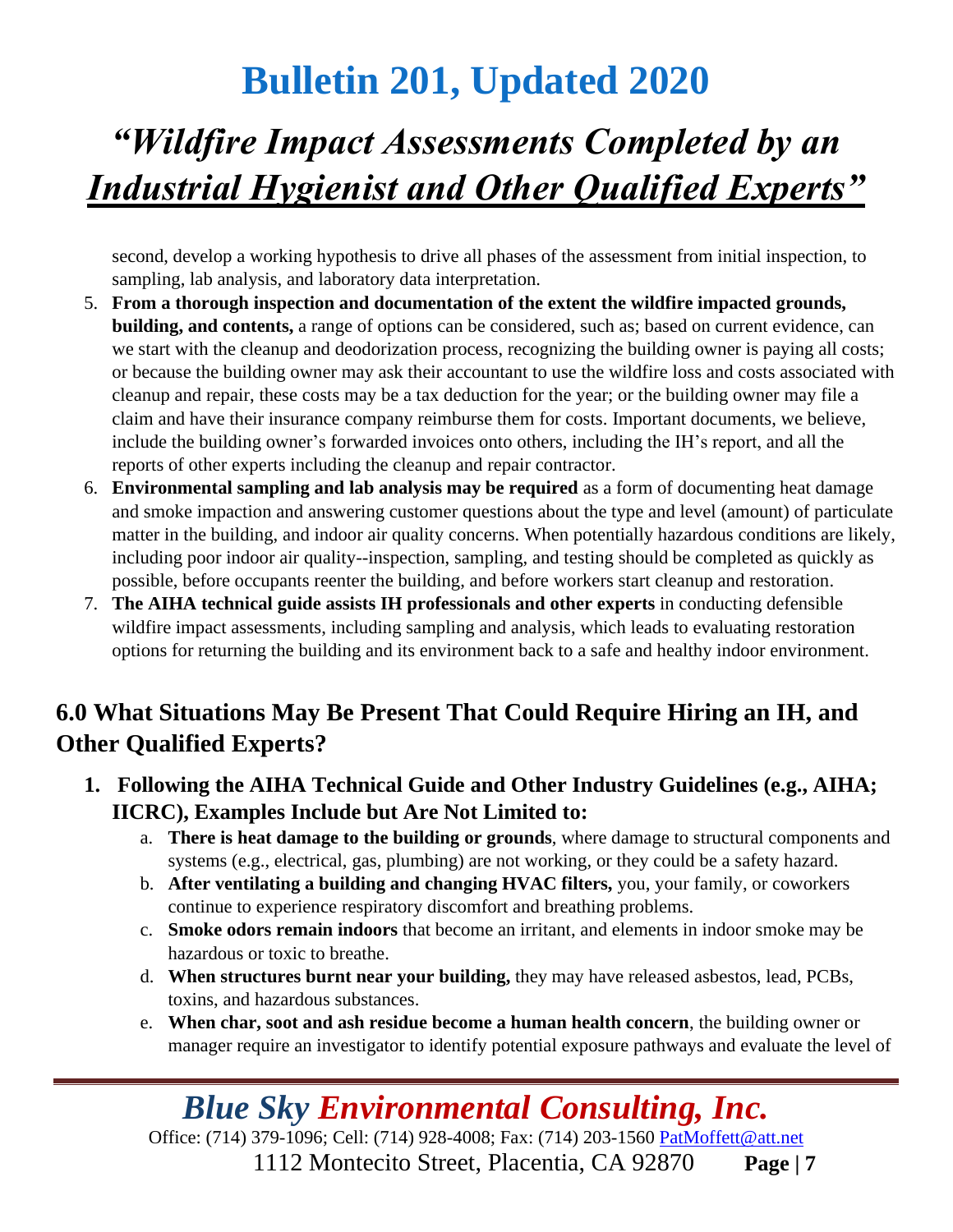second, develop a working hypothesis to drive all phases of the assessment from initial inspection, to sampling, lab analysis, and laboratory data interpretation.

5. **From a thorough inspection and documentation of the extent the wildfire impacted grounds, building, and contents,** a range of options can be considered, such as; based on current evidence, can we start with the cleanup and deodorization process, recognizing the building owner is paying all costs; or because the building owner may ask their accountant to use the wildfire loss and costs associated with cleanup and repair, these costs may be a tax deduction for the year; or the building owner may file a claim and have their insurance company reimburse them for costs. Important documents, we believe, include the building owner's forwarded invoices onto others, including the IH's report, and all the reports of other experts including the cleanup and repair contractor.
6. **Environmental sampling and lab analysis may be required** as a form of documenting heat damage and smoke impaction and answering customer questions about the type and level (amount) of particulate matter in the building, and indoor air quality concerns. When potentially hazardous conditions are likely, including poor indoor air quality--inspection, sampling, and testing should be completed as quickly as possible, before occupants reenter the building, and before workers start cleanup and restoration.
7. **The AIHA technical guide assists IH professionals and other experts** in conducting defensible wildfire impact assessments, including sampling and analysis, which leads to evaluating restoration options for returning the building and its environment back to a safe and healthy indoor environment.

## 6.0 What Situations May Be Present That Could Require Hiring an IH, and Other Qualified Experts?

1. **Following the AIHA Technical Guide and Other Industry Guidelines (e.g., AIHA; IICRC), Examples Include but Are Not Limited to:**
    a. **There is heat damage to the building or grounds**, where damage to structural components and systems (e.g., electrical, gas, plumbing) are not working, or they could be a safety hazard.
    b. **After ventilating a building and changing HVAC filters,** you, your family, or coworkers continue to experience respiratory discomfort and breathing problems.
    c. **Smoke odors remain indoors** that become an irritant, and elements in indoor smoke may be hazardous or toxic to breathe.
    d. **When structures burnt near your building,** they may have released asbestos, lead, PCBs, toxins, and hazardous substances.
    e. **When char, soot and ash residue become a human health concern**, the building owner or manager require an investigator to identify potential exposure pathways and evaluate the level of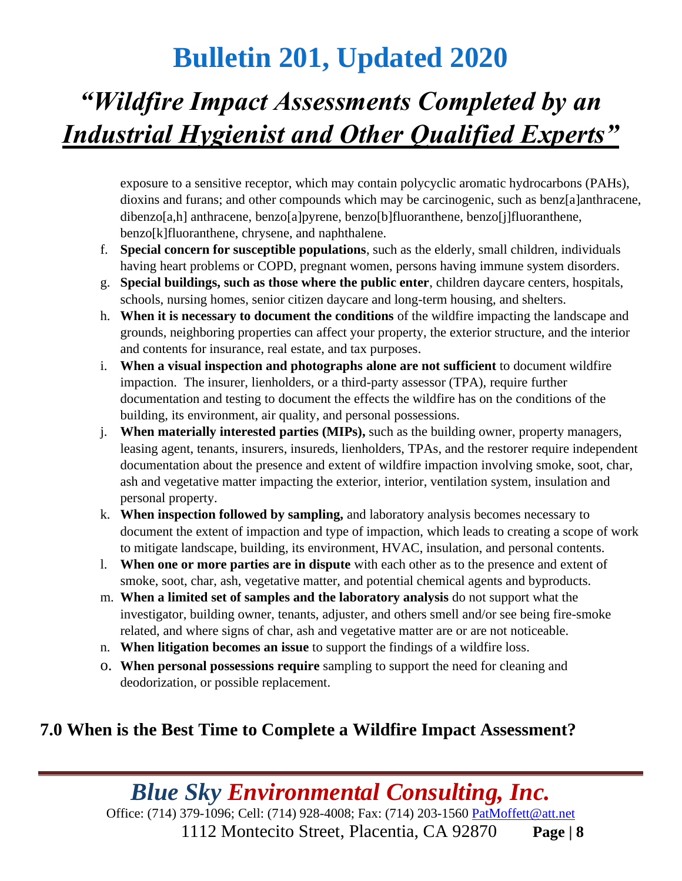exposure to a sensitive receptor, which may contain polycyclic aromatic hydrocarbons (PAHs), dioxins and furans; and other compounds which may be carcinogenic, such as benz[a]anthracene, dibenzo[a,h] anthracene, benzo[a]pyrene, benzo[b]fluoranthene, benzo[j]fluoranthene, benzo[k]fluoranthene, chrysene, and naphthalene.

f. **Special concern for susceptible populations**, such as the elderly, small children, individuals having heart problems or COPD, pregnant women, persons having immune system disorders.
g. **Special buildings, such as those where the public enter**, children daycare centers, hospitals, schools, nursing homes, senior citizen daycare and long-term housing, and shelters.
h. **When it is necessary to document the conditions** of the wildfire impacting the landscape and grounds, neighboring properties can affect your property, the exterior structure, and the interior and contents for insurance, real estate, and tax purposes.
i. **When a visual inspection and photographs alone are not sufficient** to document wildfire impaction. The insurer, lienholders, or a third-party assessor (TPA), require further documentation and testing to document the effects the wildfire has on the conditions of the building, its environment, air quality, and personal possessions.
j. **When materially interested parties (MIPs),** such as the building owner, property managers, leasing agent, tenants, insurers, insureds, lienholders, TPAs, and the restorer require independent documentation about the presence and extent of wildfire impaction involving smoke, soot, char, ash and vegetative matter impacting the exterior, interior, ventilation system, insulation and personal property.
k. **When inspection followed by sampling,** and laboratory analysis becomes necessary to document the extent of impaction and type of impaction, which leads to creating a scope of work to mitigate landscape, building, its environment, HVAC, insulation, and personal contents.
l. **When one or more parties are in dispute** with each other as to the presence and extent of smoke, soot, char, ash, vegetative matter, and potential chemical agents and byproducts.
m. **When a limited set of samples and the laboratory analysis** do not support what the investigator, building owner, tenants, adjuster, and others smell and/or see being fire-smoke related, and where signs of char, ash and vegetative matter are or are not noticeable.
n. **When litigation becomes an issue** to support the findings of a wildfire loss.
o. **When personal possessions require** sampling to support the need for cleaning and deodorization, or possible replacement.

## 7.0 When is the Best Time to Complete a Wildfire Impact Assessment?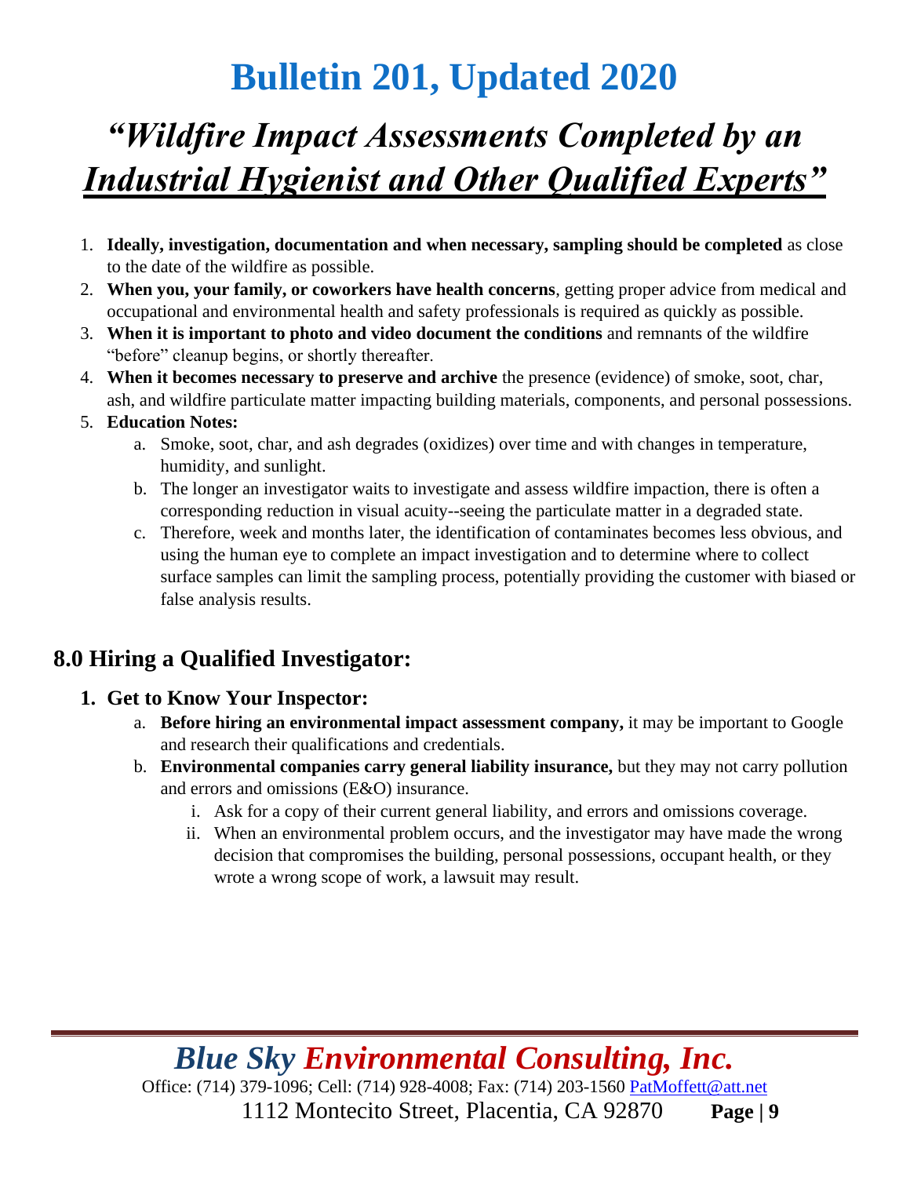# Bulletin 201, Updated 2020

## *"Wildfire Impact Assessments Completed by an Industrial Hygienist and Other Qualified Experts"*

1. **Ideally, investigation, documentation and when necessary, sampling should be completed** as close to the date of the wildfire as possible.
2. **When you, your family, or coworkers have health concerns**, getting proper advice from medical and occupational and environmental health and safety professionals is required as quickly as possible.
3. **When it is important to photo and video document the conditions** and remnants of the wildfire "before" cleanup begins, or shortly thereafter.
4. **When it becomes necessary to preserve and archive** the presence (evidence) of smoke, soot, char, ash, and wildfire particulate matter impacting building materials, components, and personal possessions.
5. **Education Notes:**
   a. Smoke, soot, char, and ash degrades (oxidizes) over time and with changes in temperature, humidity, and sunlight.
   b. The longer an investigator waits to investigate and assess wildfire impaction, there is often a corresponding reduction in visual acuity--seeing the particulate matter in a degraded state.
   c. Therefore, week and months later, the identification of contaminates becomes less obvious, and using the human eye to complete an impact investigation and to determine where to collect surface samples can limit the sampling process, potentially providing the customer with biased or false analysis results.

## 8.0 Hiring a Qualified Investigator:

1. **Get to Know Your Inspector:**
   a. **Before hiring an environmental impact assessment company,** it may be important to Google and research their qualifications and credentials.
   b. **Environmental companies carry general liability insurance,** but they may not carry pollution and errors and omissions (E&O) insurance.
      i. Ask for a copy of their current general liability, and errors and omissions coverage.
      ii. When an environmental problem occurs, and the investigator may have made the wrong decision that compromises the building, personal possessions, occupant health, or they wrote a wrong scope of work, a lawsuit may result.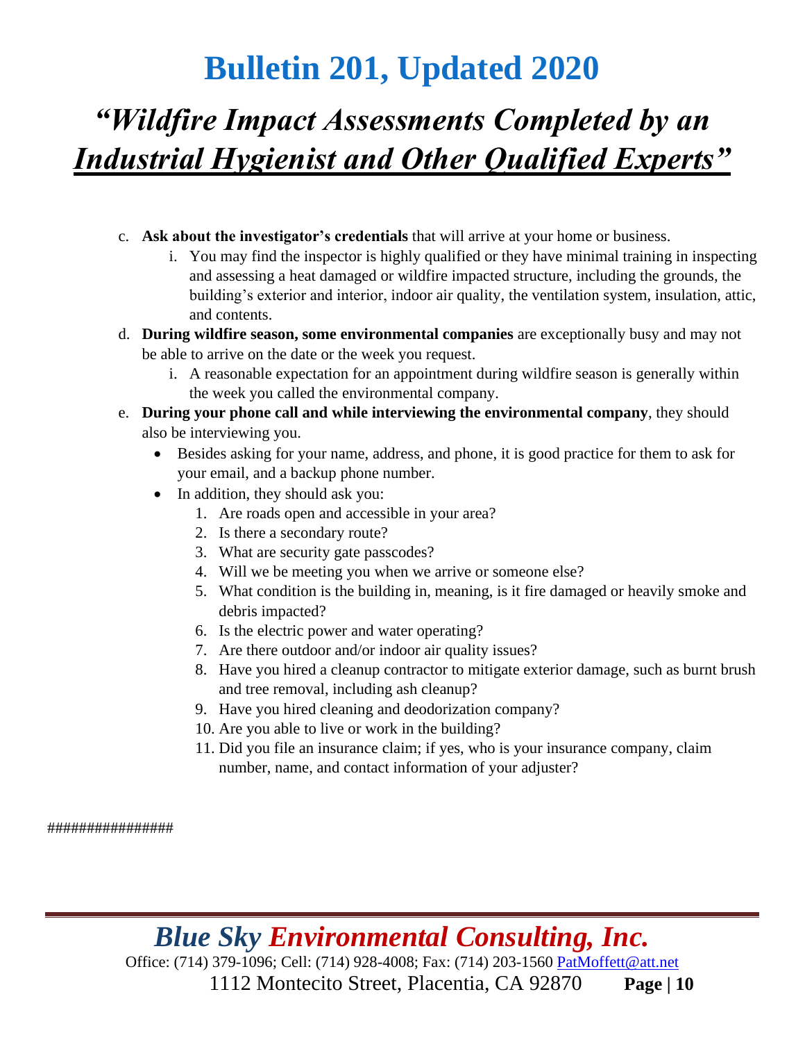c. **Ask about the investigator's credentials** that will arrive at your home or business.
   i. You may find the inspector is highly qualified or they have minimal training in inspecting and assessing a heat damaged or wildfire impacted structure, including the grounds, the building's exterior and interior, indoor air quality, the ventilation system, insulation, attic, and contents.

d. **During wildfire season, some environmental companies** are exceptionally busy and may not be able to arrive on the date or the week you request.
   i. A reasonable expectation for an appointment during wildfire season is generally within the week you called the environmental company.

e. **During your phone call and while interviewing the environmental company**, they should also be interviewing you.
   - Besides asking for your name, address, and phone, it is good practice for them to ask for your email, and a backup phone number.
   - In addition, they should ask you:
     1. Are roads open and accessible in your area?
     2. Is there a secondary route?
     3. What are security gate passcodes?
     4. Will we be meeting you when we arrive or someone else?
     5. What condition is the building in, meaning, is it fire damaged or heavily smoke and debris impacted?
     6. Is the electric power and water operating?
     7. Are there outdoor and/or indoor air quality issues?
     8. Have you hired a cleanup contractor to mitigate exterior damage, such as burnt brush and tree removal, including ash cleanup?
     9. Have you hired cleaning and deodorization company?
     10. Are you able to live or work in the building?
     11. Did you file an insurance claim; if yes, who is your insurance company, claim number, name, and contact information of your adjuster?

################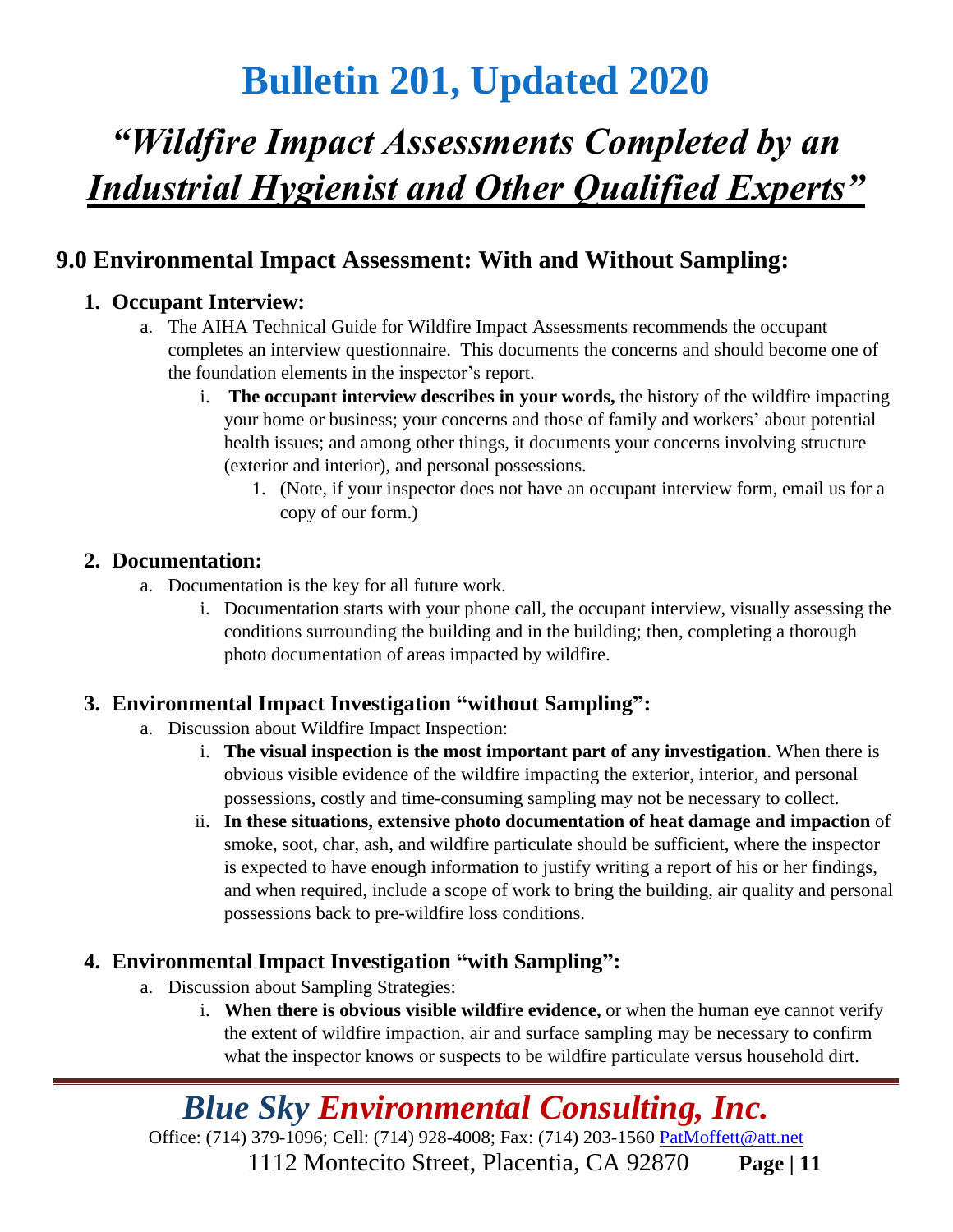# Bulletin 201, Updated 2020

## *"Wildfire Impact Assessments Completed by an Industrial Hygienist and Other Qualified Experts"*

## 9.0 Environmental Impact Assessment: With and Without Sampling:

### 1. Occupant Interview:

a. The AIHA Technical Guide for Wildfire Impact Assessments recommends the occupant completes an interview questionnaire. This documents the concerns and should become one of the foundation elements in the inspector's report.

   i. **The occupant interview describes in your words,** the history of the wildfire impacting your home or business; your concerns and those of family and workers' about potential health issues; and among other things, it documents your concerns involving structure (exterior and interior), and personal possessions.

      1. (Note, if your inspector does not have an occupant interview form, email us for a copy of our form.)

### 2. Documentation:

a. Documentation is the key for all future work.

   i. Documentation starts with your phone call, the occupant interview, visually assessing the conditions surrounding the building and in the building; then, completing a thorough photo documentation of areas impacted by wildfire.

### 3. Environmental Impact Investigation "without Sampling":

a. Discussion about Wildfire Impact Inspection:

   i. **The visual inspection is the most important part of any investigation**. When there is obvious visible evidence of the wildfire impacting the exterior, interior, and personal possessions, costly and time-consuming sampling may not be necessary to collect.

   ii. **In these situations, extensive photo documentation of heat damage and impaction** of smoke, soot, char, ash, and wildfire particulate should be sufficient, where the inspector is expected to have enough information to justify writing a report of his or her findings, and when required, include a scope of work to bring the building, air quality and personal possessions back to pre-wildfire loss conditions.

### 4. Environmental Impact Investigation "with Sampling":

a. Discussion about Sampling Strategies:

   i. **When there is obvious visible wildfire evidence,** or when the human eye cannot verify the extent of wildfire impaction, air and surface sampling may be necessary to confirm what the inspector knows or suspects to be wildfire particulate versus household dirt.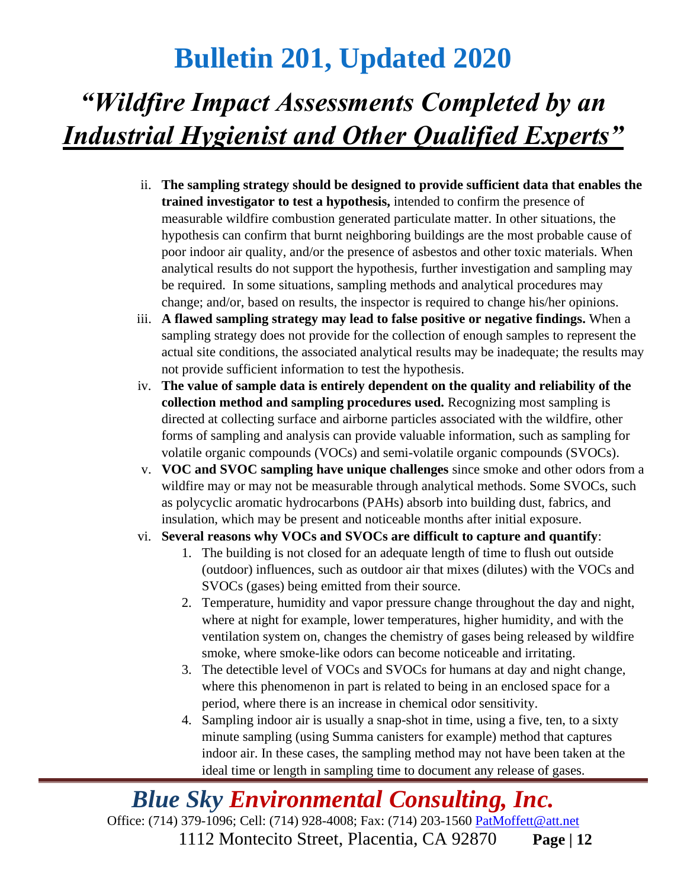ii. **The sampling strategy should be designed to provide sufficient data that enables the trained investigator to test a hypothesis,** intended to confirm the presence of measurable wildfire combustion generated particulate matter. In other situations, the hypothesis can confirm that burnt neighboring buildings are the most probable cause of poor indoor air quality, and/or the presence of asbestos and other toxic materials. When analytical results do not support the hypothesis, further investigation and sampling may be required. In some situations, sampling methods and analytical procedures may change; and/or, based on results, the inspector is required to change his/her opinions.

iii. **A flawed sampling strategy may lead to false positive or negative findings.** When a sampling strategy does not provide for the collection of enough samples to represent the actual site conditions, the associated analytical results may be inadequate; the results may not provide sufficient information to test the hypothesis.

iv. **The value of sample data is entirely dependent on the quality and reliability of the collection method and sampling procedures used.** Recognizing most sampling is directed at collecting surface and airborne particles associated with the wildfire, other forms of sampling and analysis can provide valuable information, such as sampling for volatile organic compounds (VOCs) and semi-volatile organic compounds (SVOCs).

v. **VOC and SVOC sampling have unique challenges** since smoke and other odors from a wildfire may or may not be measurable through analytical methods. Some SVOCs, such as polycyclic aromatic hydrocarbons (PAHs) absorb into building dust, fabrics, and insulation, which may be present and noticeable months after initial exposure.

vi. **Several reasons why VOCs and SVOCs are difficult to capture and quantify**:

1. The building is not closed for an adequate length of time to flush out outside (outdoor) influences, such as outdoor air that mixes (dilutes) with the VOCs and SVOCs (gases) being emitted from their source.
2. Temperature, humidity and vapor pressure change throughout the day and night, where at night for example, lower temperatures, higher humidity, and with the ventilation system on, changes the chemistry of gases being released by wildfire smoke, where smoke-like odors can become noticeable and irritating.
3. The detectible level of VOCs and SVOCs for humans at day and night change, where this phenomenon in part is related to being in an enclosed space for a period, where there is an increase in chemical odor sensitivity.
4. Sampling indoor air is usually a snap-shot in time, using a five, ten, to a sixty minute sampling (using Summa canisters for example) method that captures indoor air. In these cases, the sampling method may not have been taken at the ideal time or length in sampling time to document any release of gases.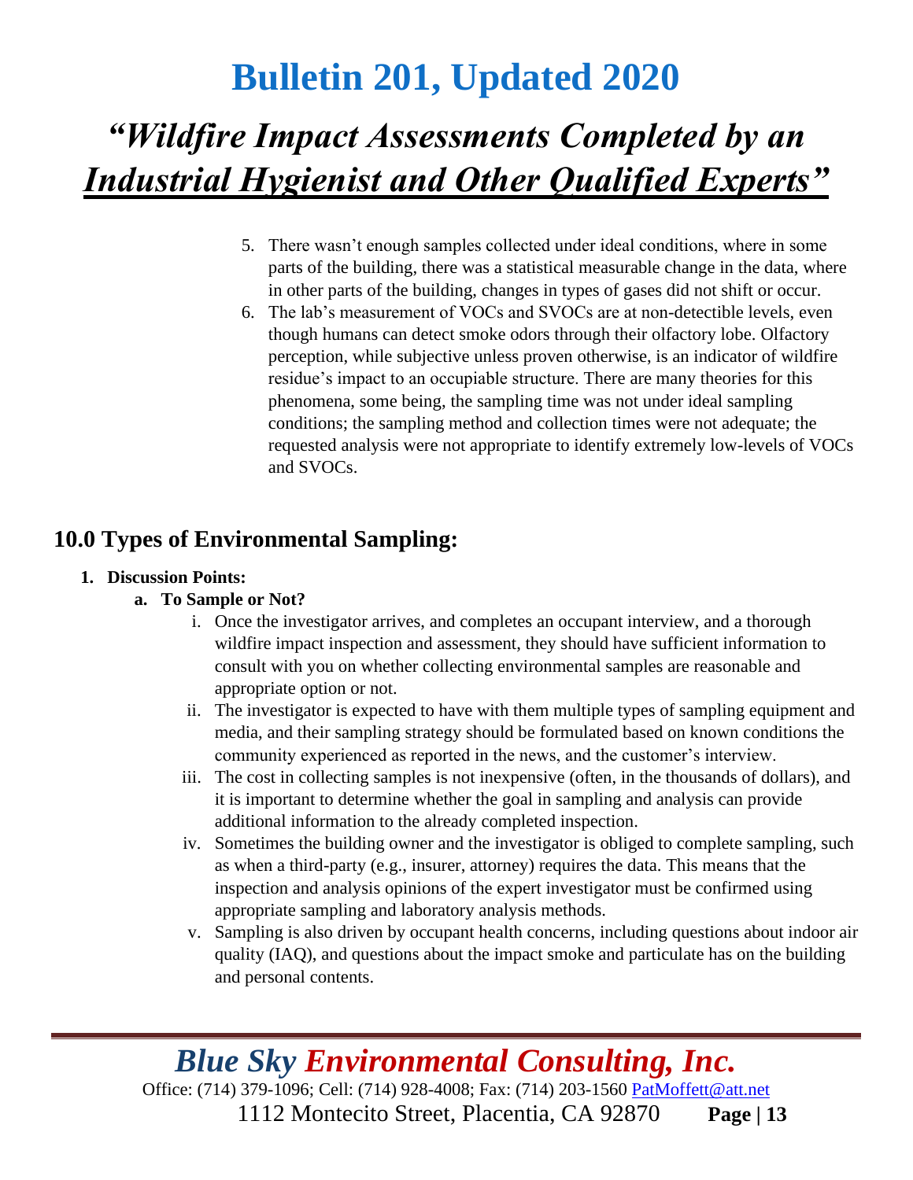5. There wasn't enough samples collected under ideal conditions, where in some parts of the building, there was a statistical measurable change in the data, where in other parts of the building, changes in types of gases did not shift or occur.
6. The lab's measurement of VOCs and SVOCs are at non-detectible levels, even though humans can detect smoke odors through their olfactory lobe. Olfactory perception, while subjective unless proven otherwise, is an indicator of wildfire residue's impact to an occupiable structure. There are many theories for this phenomena, some being, the sampling time was not under ideal sampling conditions; the sampling method and collection times were not adequate; the requested analysis were not appropriate to identify extremely low-levels of VOCs and SVOCs.

## 10.0 Types of Environmental Sampling:

1. **Discussion Points:**
   - **a. To Sample or Not?**
      - i. Once the investigator arrives, and completes an occupant interview, and a thorough wildfire impact inspection and assessment, they should have sufficient information to consult with you on whether collecting environmental samples are reasonable and appropriate option or not.
      - ii. The investigator is expected to have with them multiple types of sampling equipment and media, and their sampling strategy should be formulated based on known conditions the community experienced as reported in the news, and the customer's interview.
      - iii. The cost in collecting samples is not inexpensive (often, in the thousands of dollars), and it is important to determine whether the goal in sampling and analysis can provide additional information to the already completed inspection.
      - iv. Sometimes the building owner and the investigator is obliged to complete sampling, such as when a third-party (e.g., insurer, attorney) requires the data. This means that the inspection and analysis opinions of the expert investigator must be confirmed using appropriate sampling and laboratory analysis methods.
      - v. Sampling is also driven by occupant health concerns, including questions about indoor air quality (IAQ), and questions about the impact smoke and particulate has on the building and personal contents.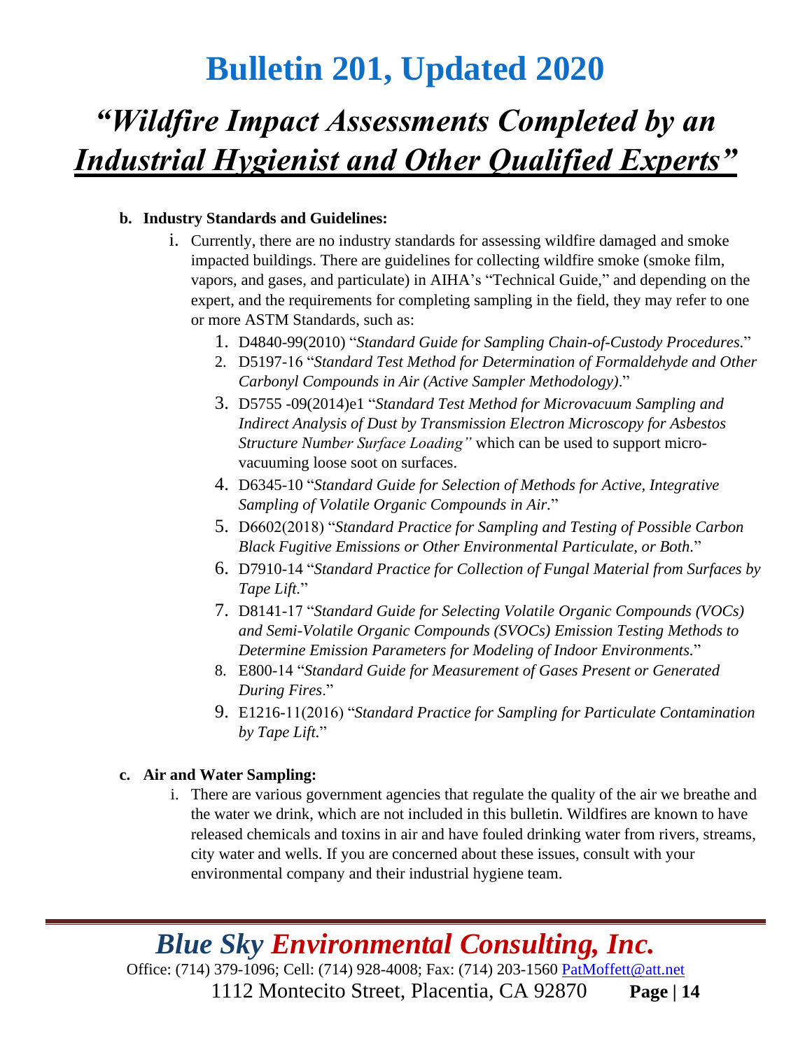**b. Industry Standards and Guidelines:**

i. Currently, there are no industry standards for assessing wildfire damaged and smoke impacted buildings. There are guidelines for collecting wildfire smoke (smoke film, vapors, and gases, and particulate) in AIHA's "Technical Guide," and depending on the expert, and the requirements for completing sampling in the field, they may refer to one or more ASTM Standards, such as:

1. D4840-99(2010) "*Standard Guide for Sampling Chain-of-Custody Procedures.*"
2. D5197-16 "*Standard Test Method for Determination of Formaldehyde and Other Carbonyl Compounds in Air (Active Sampler Methodology)*."
3. D5755 -09(2014)e1 "*Standard Test Method for Microvacuum Sampling and Indirect Analysis of Dust by Transmission Electron Microscopy for Asbestos Structure Number Surface Loading"* which can be used to support micro-vacuuming loose soot on surfaces.
4. D6345-10 "*Standard Guide for Selection of Methods for Active, Integrative Sampling of Volatile Organic Compounds in Air.*"
5. D6602(2018) "*Standard Practice for Sampling and Testing of Possible Carbon Black Fugitive Emissions or Other Environmental Particulate, or Both.*"
6. D7910-14 "*Standard Practice for Collection of Fungal Material from Surfaces by Tape Lift.*"
7. D8141-17 "*Standard Guide for Selecting Volatile Organic Compounds (VOCs) and Semi-Volatile Organic Compounds (SVOCs) Emission Testing Methods to Determine Emission Parameters for Modeling of Indoor Environments.*"
8. E800-14 "*Standard Guide for Measurement of Gases Present or Generated During Fires*."
9. E1216-11(2016) "*Standard Practice for Sampling for Particulate Contamination by Tape Lift.*"

**c. Air and Water Sampling:**

i. There are various government agencies that regulate the quality of the air we breathe and the water we drink, which are not included in this bulletin. Wildfires are known to have released chemicals and toxins in air and have fouled drinking water from rivers, streams, city water and wells. If you are concerned about these issues, consult with your environmental company and their industrial hygiene team.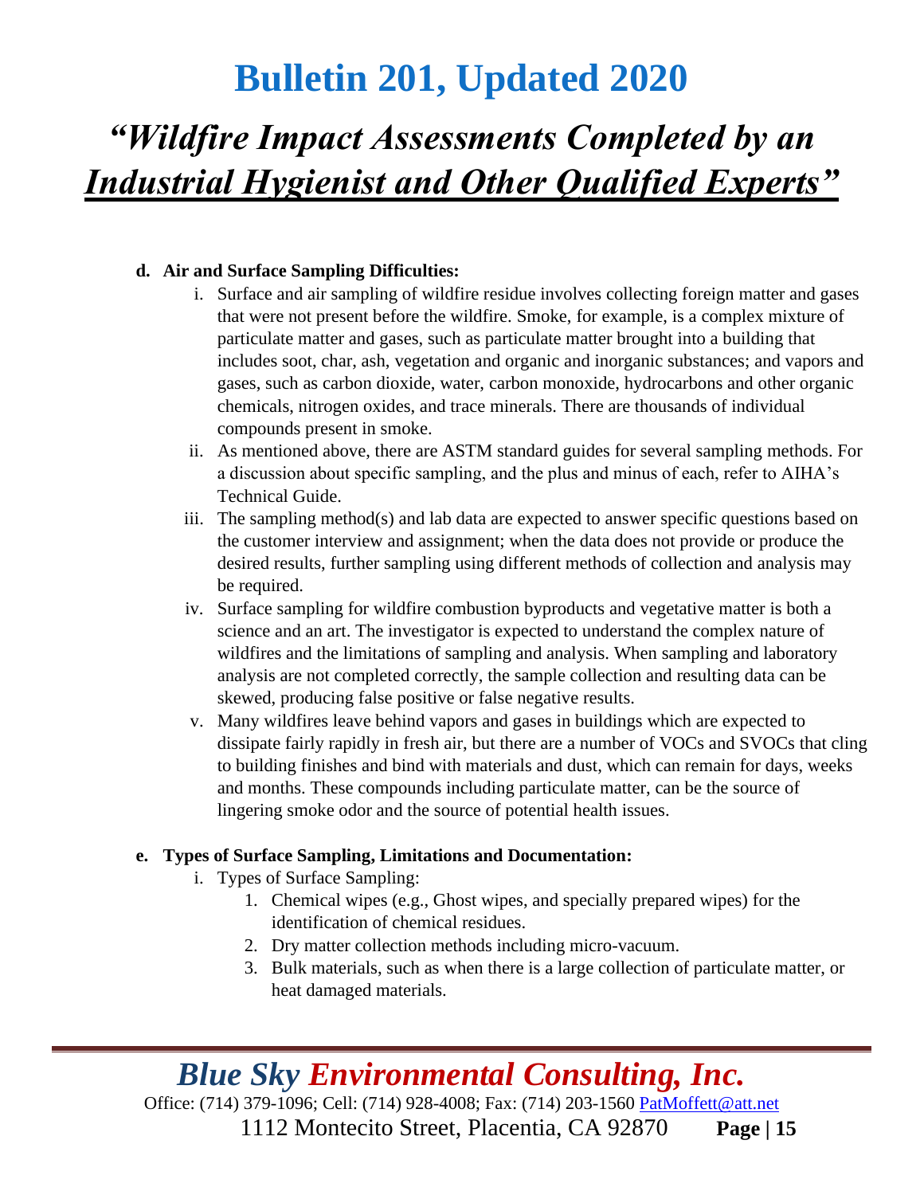**d. Air and Surface Sampling Difficulties:**

i. Surface and air sampling of wildfire residue involves collecting foreign matter and gases that were not present before the wildfire. Smoke, for example, is a complex mixture of particulate matter and gases, such as particulate matter brought into a building that includes soot, char, ash, vegetation and organic and inorganic substances; and vapors and gases, such as carbon dioxide, water, carbon monoxide, hydrocarbons and other organic chemicals, nitrogen oxides, and trace minerals. There are thousands of individual compounds present in smoke.

ii. As mentioned above, there are ASTM standard guides for several sampling methods. For a discussion about specific sampling, and the plus and minus of each, refer to AIHA's Technical Guide.

iii. The sampling method(s) and lab data are expected to answer specific questions based on the customer interview and assignment; when the data does not provide or produce the desired results, further sampling using different methods of collection and analysis may be required.

iv. Surface sampling for wildfire combustion byproducts and vegetative matter is both a science and an art. The investigator is expected to understand the complex nature of wildfires and the limitations of sampling and analysis. When sampling and laboratory analysis are not completed correctly, the sample collection and resulting data can be skewed, producing false positive or false negative results.

v. Many wildfires leave behind vapors and gases in buildings which are expected to dissipate fairly rapidly in fresh air, but there are a number of VOCs and SVOCs that cling to building finishes and bind with materials and dust, which can remain for days, weeks and months. These compounds including particulate matter, can be the source of lingering smoke odor and the source of potential health issues.

**e. Types of Surface Sampling, Limitations and Documentation:**

i. Types of Surface Sampling:

1. Chemical wipes (e.g., Ghost wipes, and specially prepared wipes) for the identification of chemical residues.
2. Dry matter collection methods including micro-vacuum.
3. Bulk materials, such as when there is a large collection of particulate matter, or heat damaged materials.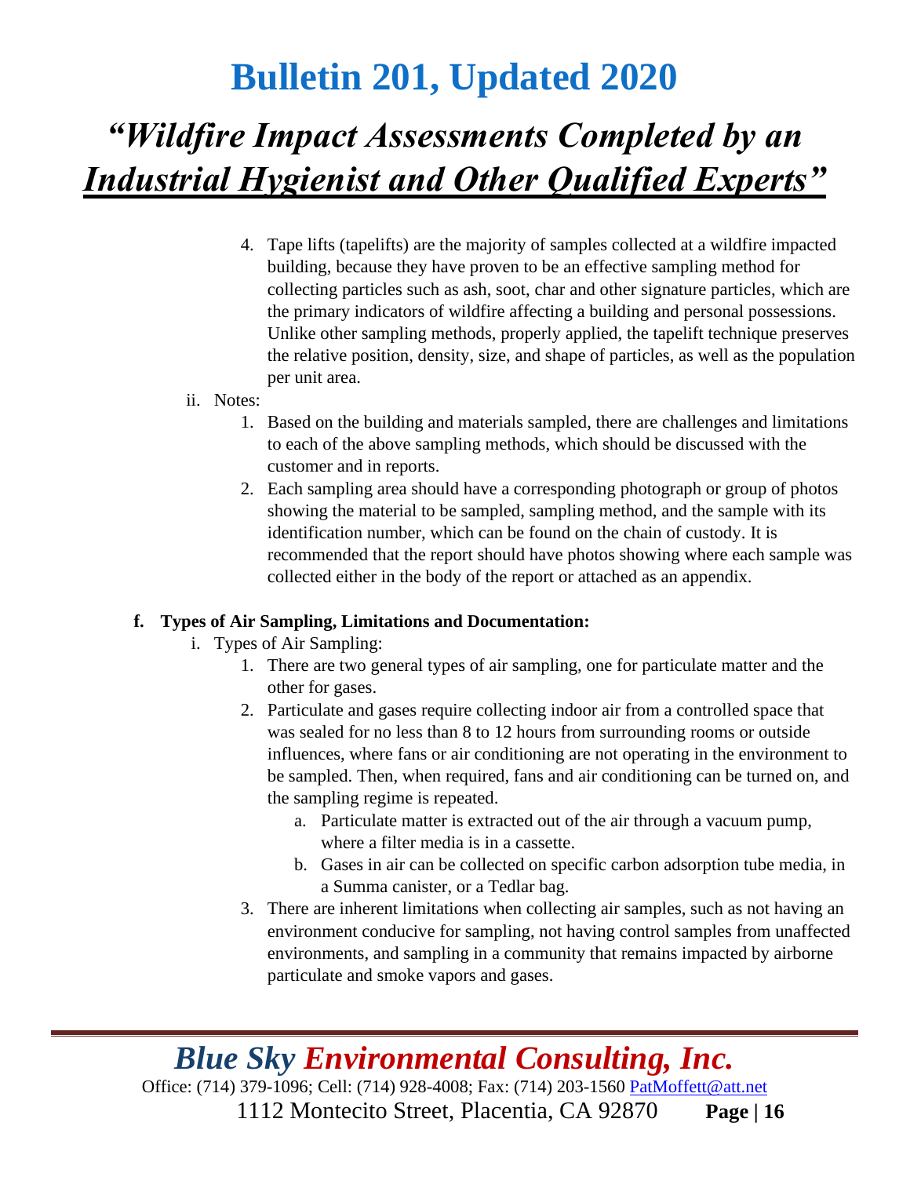4. Tape lifts (tapelifts) are the majority of samples collected at a wildfire impacted building, because they have proven to be an effective sampling method for collecting particles such as ash, soot, char and other signature particles, which are the primary indicators of wildfire affecting a building and personal possessions. Unlike other sampling methods, properly applied, the tapelift technique preserves the relative position, density, size, and shape of particles, as well as the population per unit area.

ii. Notes:

1. Based on the building and materials sampled, there are challenges and limitations to each of the above sampling methods, which should be discussed with the customer and in reports.
2. Each sampling area should have a corresponding photograph or group of photos showing the material to be sampled, sampling method, and the sample with its identification number, which can be found on the chain of custody. It is recommended that the report should have photos showing where each sample was collected either in the body of the report or attached as an appendix.

**f. Types of Air Sampling, Limitations and Documentation:**

i. Types of Air Sampling:

1. There are two general types of air sampling, one for particulate matter and the other for gases.
2. Particulate and gases require collecting indoor air from a controlled space that was sealed for no less than 8 to 12 hours from surrounding rooms or outside influences, where fans or air conditioning are not operating in the environment to be sampled. Then, when required, fans and air conditioning can be turned on, and the sampling regime is repeated.
   a. Particulate matter is extracted out of the air through a vacuum pump, where a filter media is in a cassette.
   b. Gases in air can be collected on specific carbon adsorption tube media, in a Summa canister, or a Tedlar bag.
3. There are inherent limitations when collecting air samples, such as not having an environment conducive for sampling, not having control samples from unaffected environments, and sampling in a community that remains impacted by airborne particulate and smoke vapors and gases.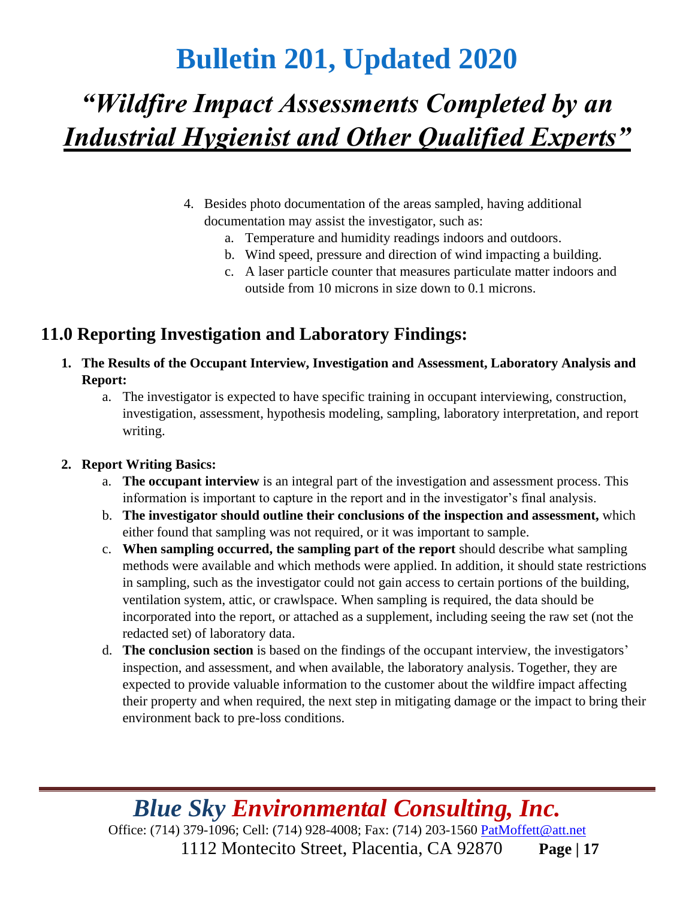4. Besides photo documentation of the areas sampled, having additional documentation may assist the investigator, such as:
    a. Temperature and humidity readings indoors and outdoors.
    b. Wind speed, pressure and direction of wind impacting a building.
    c. A laser particle counter that measures particulate matter indoors and outside from 10 microns in size down to 0.1 microns.

## 11.0 Reporting Investigation and Laboratory Findings:

1. **The Results of the Occupant Interview, Investigation and Assessment, Laboratory Analysis and Report:**
    a. The investigator is expected to have specific training in occupant interviewing, construction, investigation, assessment, hypothesis modeling, sampling, laboratory interpretation, and report writing.

2. **Report Writing Basics:**
    a. **The occupant interview** is an integral part of the investigation and assessment process. This information is important to capture in the report and in the investigator's final analysis.
    b. **The investigator should outline their conclusions of the inspection and assessment,** which either found that sampling was not required, or it was important to sample.
    c. **When sampling occurred, the sampling part of the report** should describe what sampling methods were available and which methods were applied. In addition, it should state restrictions in sampling, such as the investigator could not gain access to certain portions of the building, ventilation system, attic, or crawlspace. When sampling is required, the data should be incorporated into the report, or attached as a supplement, including seeing the raw set (not the redacted set) of laboratory data.
    d. **The conclusion section** is based on the findings of the occupant interview, the investigators' inspection, and assessment, and when available, the laboratory analysis. Together, they are expected to provide valuable information to the customer about the wildfire impact affecting their property and when required, the next step in mitigating damage or the impact to bring their environment back to pre-loss conditions.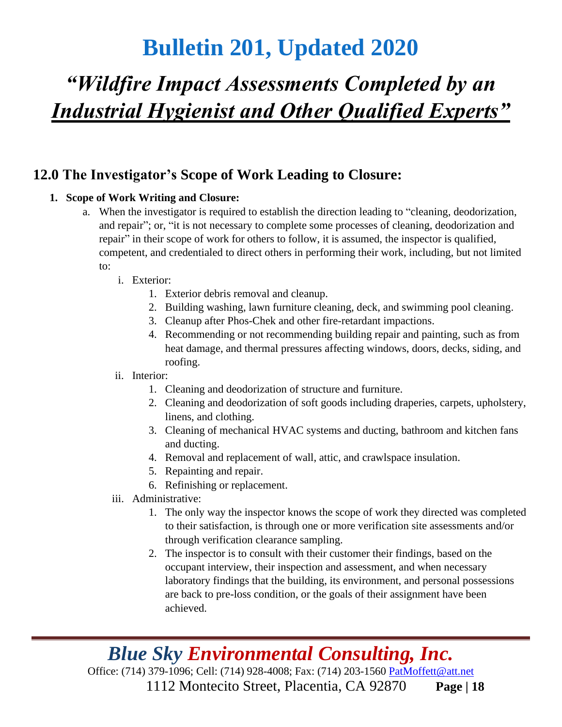## 12.0 The Investigator's Scope of Work Leading to Closure:

1. **Scope of Work Writing and Closure:**
   a. When the investigator is required to establish the direction leading to "cleaning, deodorization, and repair"; or, "it is not necessary to complete some processes of cleaning, deodorization and repair" in their scope of work for others to follow, it is assumed, the inspector is qualified, competent, and credentialed to direct others in performing their work, including, but not limited to:
      i. Exterior:
         1. Exterior debris removal and cleanup.
         2. Building washing, lawn furniture cleaning, deck, and swimming pool cleaning.
         3. Cleanup after Phos-Chek and other fire-retardant impactions.
         4. Recommending or not recommending building repair and painting, such as from heat damage, and thermal pressures affecting windows, doors, decks, siding, and roofing.
      ii. Interior:
         1. Cleaning and deodorization of structure and furniture.
         2. Cleaning and deodorization of soft goods including draperies, carpets, upholstery, linens, and clothing.
         3. Cleaning of mechanical HVAC systems and ducting, bathroom and kitchen fans and ducting.
         4. Removal and replacement of wall, attic, and crawlspace insulation.
         5. Repainting and repair.
         6. Refinishing or replacement.
      iii. Administrative:
         1. The only way the inspector knows the scope of work they directed was completed to their satisfaction, is through one or more verification site assessments and/or through verification clearance sampling.
         2. The inspector is to consult with their customer their findings, based on the occupant interview, their inspection and assessment, and when necessary laboratory findings that the building, its environment, and personal possessions are back to pre-loss condition, or the goals of their assignment have been achieved.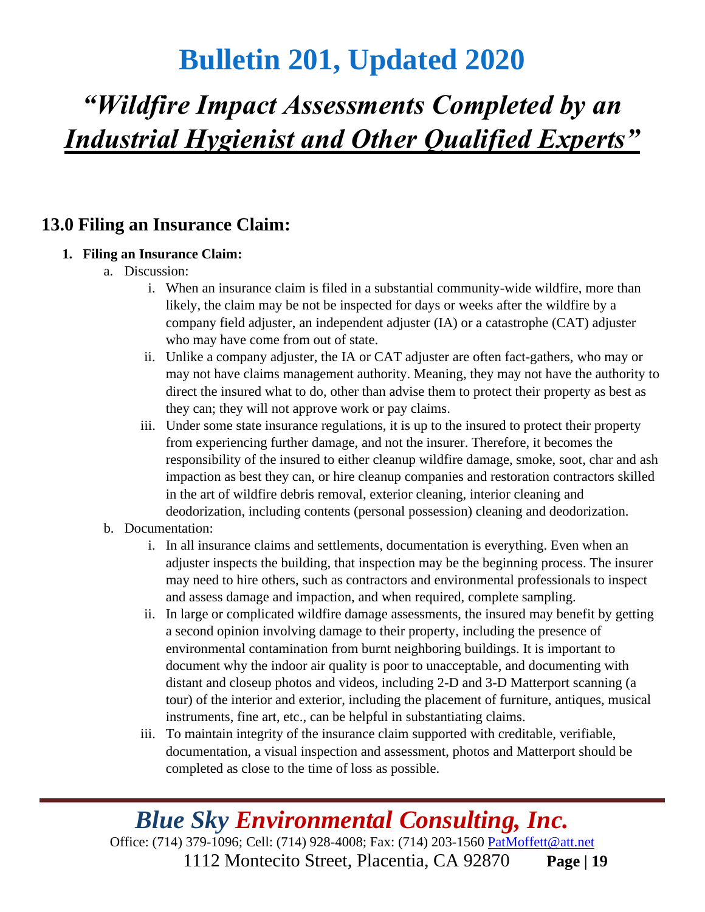## 13.0 Filing an Insurance Claim:

1. **Filing an Insurance Claim:**
   a. Discussion:
      i. When an insurance claim is filed in a substantial community-wide wildfire, more than likely, the claim may be not be inspected for days or weeks after the wildfire by a company field adjuster, an independent adjuster (IA) or a catastrophe (CAT) adjuster who may have come from out of state.
      ii. Unlike a company adjuster, the IA or CAT adjuster are often fact-gathers, who may or may not have claims management authority. Meaning, they may not have the authority to direct the insured what to do, other than advise them to protect their property as best as they can; they will not approve work or pay claims.
      iii. Under some state insurance regulations, it is up to the insured to protect their property from experiencing further damage, and not the insurer. Therefore, it becomes the responsibility of the insured to either cleanup wildfire damage, smoke, soot, char and ash impaction as best they can, or hire cleanup companies and restoration contractors skilled in the art of wildfire debris removal, exterior cleaning, interior cleaning and deodorization, including contents (personal possession) cleaning and deodorization.

   b. Documentation:
      i. In all insurance claims and settlements, documentation is everything. Even when an adjuster inspects the building, that inspection may be the beginning process. The insurer may need to hire others, such as contractors and environmental professionals to inspect and assess damage and impaction, and when required, complete sampling.
      ii. In large or complicated wildfire damage assessments, the insured may benefit by getting a second opinion involving damage to their property, including the presence of environmental contamination from burnt neighboring buildings. It is important to document why the indoor air quality is poor to unacceptable, and documenting with distant and closeup photos and videos, including 2-D and 3-D Matterport scanning (a tour) of the interior and exterior, including the placement of furniture, antiques, musical instruments, fine art, etc., can be helpful in substantiating claims.
      iii. To maintain integrity of the insurance claim supported with creditable, verifiable, documentation, a visual inspection and assessment, photos and Matterport should be completed as close to the time of loss as possible.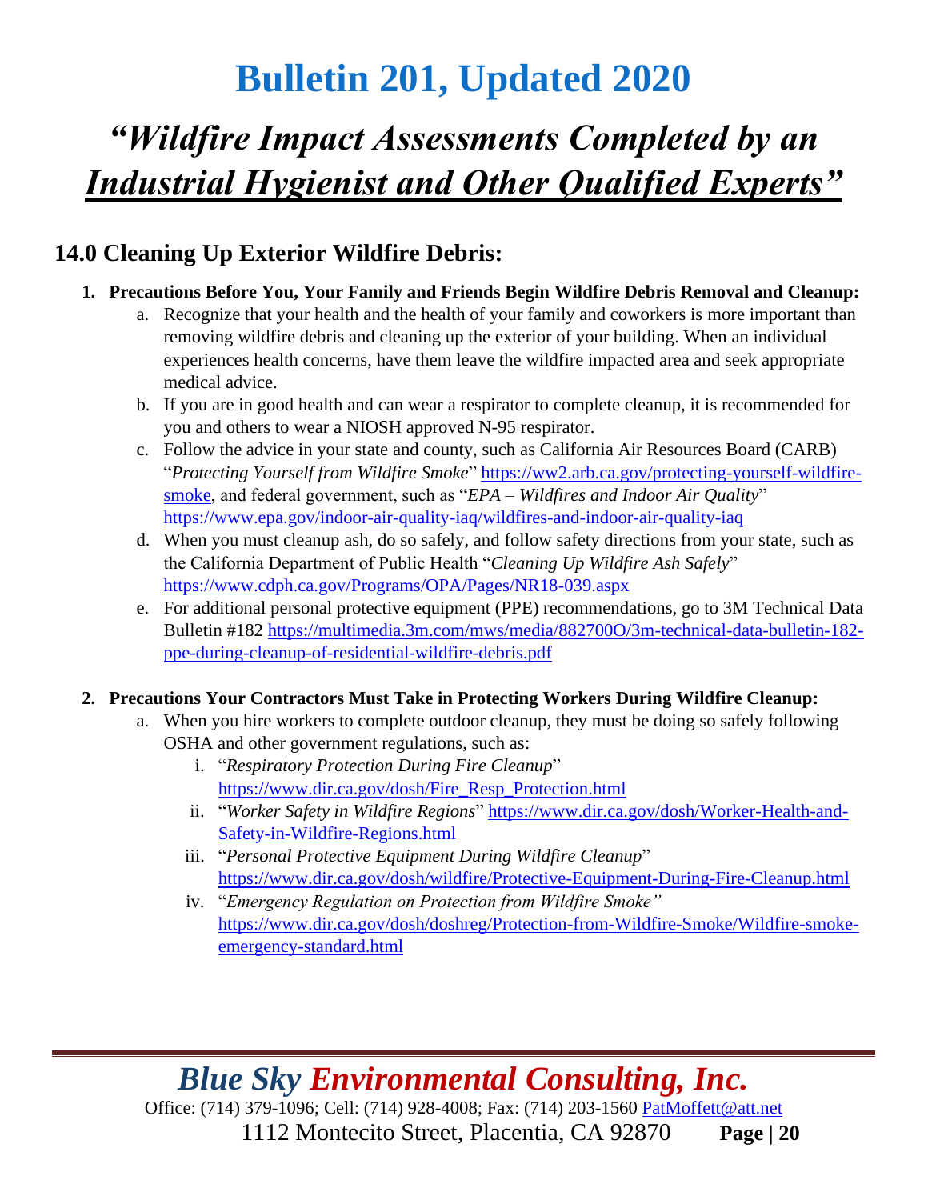## 14.0 Cleaning Up Exterior Wildfire Debris:

1. **Precautions Before You, Your Family and Friends Begin Wildfire Debris Removal and Cleanup:**
   a. Recognize that your health and the health of your family and coworkers is more important than removing wildfire debris and cleaning up the exterior of your building. When an individual experiences health concerns, have them leave the wildfire impacted area and seek appropriate medical advice.
   b. If you are in good health and can wear a respirator to complete cleanup, it is recommended for you and others to wear a NIOSH approved N-95 respirator.
   c. Follow the advice in your state and county, such as California Air Resources Board (CARB) "*Protecting Yourself from Wildfire Smoke*" https://ww2.arb.ca.gov/protecting-yourself-wildfire-smoke, and federal government, such as "*EPA – Wildfires and Indoor Air Quality*" https://www.epa.gov/indoor-air-quality-iaq/wildfires-and-indoor-air-quality-iaq
   d. When you must cleanup ash, do so safely, and follow safety directions from your state, such as the California Department of Public Health "*Cleaning Up Wildfire Ash Safely*" https://www.cdph.ca.gov/Programs/OPA/Pages/NR18-039.aspx
   e. For additional personal protective equipment (PPE) recommendations, go to 3M Technical Data Bulletin #182 https://multimedia.3m.com/mws/media/882700O/3m-technical-data-bulletin-182-ppe-during-cleanup-of-residential-wildfire-debris.pdf

2. **Precautions Your Contractors Must Take in Protecting Workers During Wildfire Cleanup:**
   a. When you hire workers to complete outdoor cleanup, they must be doing so safely following OSHA and other government regulations, such as:
      i. "*Respiratory Protection During Fire Cleanup*" https://www.dir.ca.gov/dosh/Fire_Resp_Protection.html
      ii. "*Worker Safety in Wildfire Regions*" https://www.dir.ca.gov/dosh/Worker-Health-and-Safety-in-Wildfire-Regions.html
      iii. "*Personal Protective Equipment During Wildfire Cleanup*" https://www.dir.ca.gov/dosh/wildfire/Protective-Equipment-During-Fire-Cleanup.html
      iv. "*Emergency Regulation on Protection from Wildfire Smoke*" https://www.dir.ca.gov/dosh/doshreg/Protection-from-Wildfire-Smoke/Wildfire-smoke-emergency-standard.html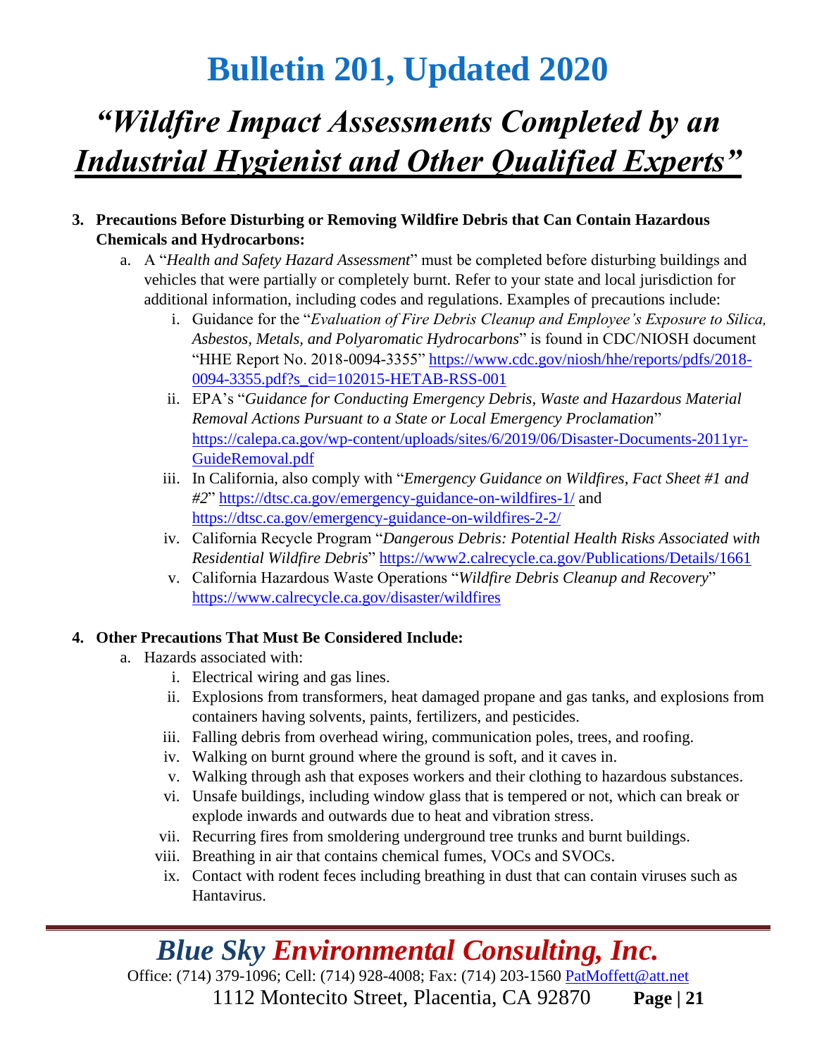3. **Precautions Before Disturbing or Removing Wildfire Debris that Can Contain Hazardous Chemicals and Hydrocarbons:**
   a. A "*Health and Safety Hazard Assessment*" must be completed before disturbing buildings and vehicles that were partially or completely burnt. Refer to your state and local jurisdiction for additional information, including codes and regulations. Examples of precautions include:
      i. Guidance for the "*Evaluation of Fire Debris Cleanup and Employee's Exposure to Silica, Asbestos, Metals, and Polyaromatic Hydrocarbons*" is found in CDC/NIOSH document "HHE Report No. 2018-0094-3355" https://www.cdc.gov/niosh/hhe/reports/pdfs/2018-0094-3355.pdf?s_cid=102015-HETAB-RSS-001
      ii. EPA's "*Guidance for Conducting Emergency Debris, Waste and Hazardous Material Removal Actions Pursuant to a State or Local Emergency Proclamation*" https://calepa.ca.gov/wp-content/uploads/sites/6/2019/06/Disaster-Documents-2011yr-GuideRemoval.pdf
      iii. In California, also comply with "*Emergency Guidance on Wildfires, Fact Sheet #1 and #2*" https://dtsc.ca.gov/emergency-guidance-on-wildfires-1/ and https://dtsc.ca.gov/emergency-guidance-on-wildfires-2-2/
      iv. California Recycle Program "*Dangerous Debris: Potential Health Risks Associated with Residential Wildfire Debris*" https://www2.calrecycle.ca.gov/Publications/Details/1661
      v. California Hazardous Waste Operations "*Wildfire Debris Cleanup and Recovery*" https://www.calrecycle.ca.gov/disaster/wildfires

4. **Other Precautions That Must Be Considered Include:**
   a. Hazards associated with:
      i. Electrical wiring and gas lines.
      ii. Explosions from transformers, heat damaged propane and gas tanks, and explosions from containers having solvents, paints, fertilizers, and pesticides.
      iii. Falling debris from overhead wiring, communication poles, trees, and roofing.
      iv. Walking on burnt ground where the ground is soft, and it caves in.
      v. Walking through ash that exposes workers and their clothing to hazardous substances.
      vi. Unsafe buildings, including window glass that is tempered or not, which can break or explode inwards and outwards due to heat and vibration stress.
      vii. Recurring fires from smoldering underground tree trunks and burnt buildings.
      viii. Breathing in air that contains chemical fumes, VOCs and SVOCs.
      ix. Contact with rodent feces including breathing in dust that can contain viruses such as Hantavirus.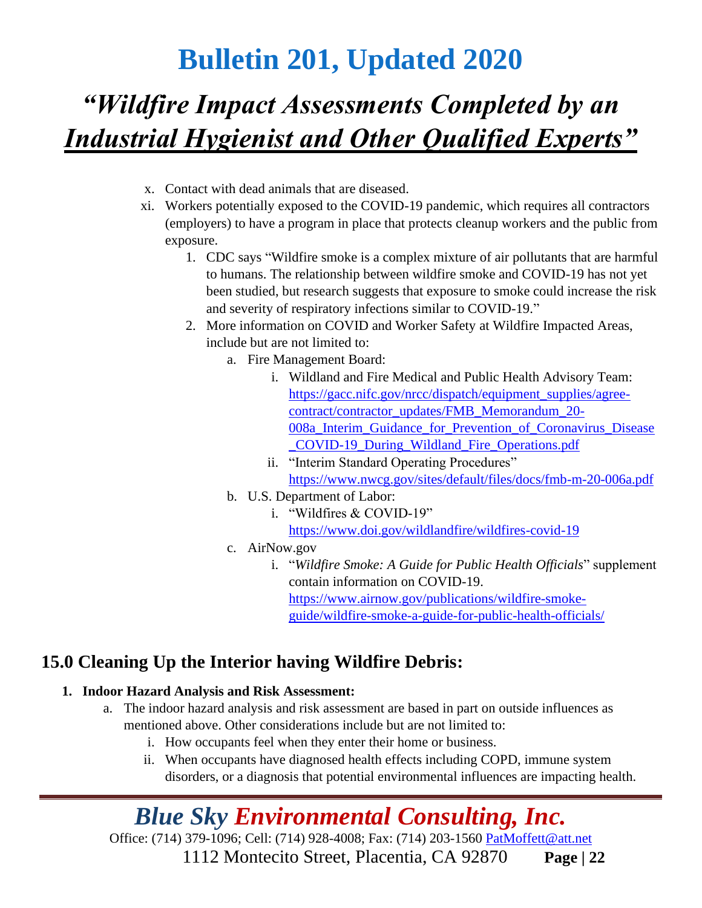x. Contact with dead animals that are diseased.

xi. Workers potentially exposed to the COVID-19 pandemic, which requires all contractors (employers) to have a program in place that protects cleanup workers and the public from exposure.

1. CDC says "Wildfire smoke is a complex mixture of air pollutants that are harmful to humans. The relationship between wildfire smoke and COVID-19 has not yet been studied, but research suggests that exposure to smoke could increase the risk and severity of respiratory infections similar to COVID-19."
2. More information on COVID and Worker Safety at Wildfire Impacted Areas, include but are not limited to:
   a. Fire Management Board:
      i. Wildland and Fire Medical and Public Health Advisory Team: https://gacc.nifc.gov/nrcc/dispatch/equipment_supplies/agree-contract/contractor_updates/FMB_Memorandum_20-008a_Interim_Guidance_for_Prevention_of_Coronavirus_Disease_COVID-19_During_Wildland_Fire_Operations.pdf
      ii. "Interim Standard Operating Procedures" https://www.nwcg.gov/sites/default/files/docs/fmb-m-20-006a.pdf
   b. U.S. Department of Labor:
      i. "Wildfires & COVID-19" https://www.doi.gov/wildlandfire/wildfires-covid-19
   c. AirNow.gov
      i. "*Wildfire Smoke: A Guide for Public Health Officials*" supplement contain information on COVID-19. https://www.airnow.gov/publications/wildfire-smoke-guide/wildfire-smoke-a-guide-for-public-health-officials/

## 15.0 Cleaning Up the Interior having Wildfire Debris:

1. **Indoor Hazard Analysis and Risk Assessment:**
   a. The indoor hazard analysis and risk assessment are based in part on outside influences as mentioned above. Other considerations include but are not limited to:
      i. How occupants feel when they enter their home or business.
      ii. When occupants have diagnosed health effects including COPD, immune system disorders, or a diagnosis that potential environmental influences are impacting health.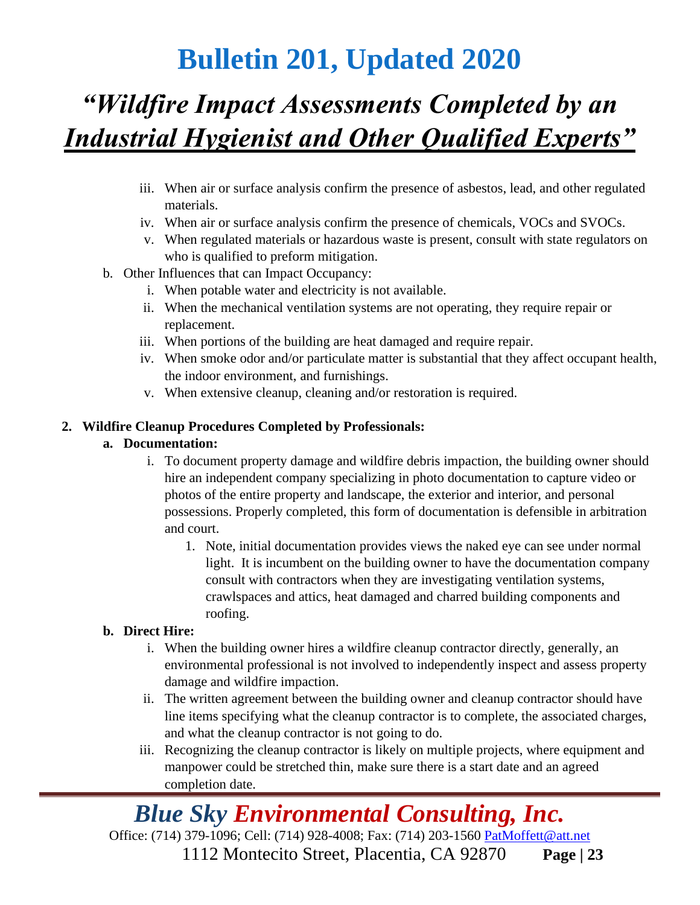iii. When air or surface analysis confirm the presence of asbestos, lead, and other regulated materials.
iv. When air or surface analysis confirm the presence of chemicals, VOCs and SVOCs.
v. When regulated materials or hazardous waste is present, consult with state regulators on who is qualified to preform mitigation.

b. Other Influences that can Impact Occupancy:
   i. When potable water and electricity is not available.
   ii. When the mechanical ventilation systems are not operating, they require repair or replacement.
   iii. When portions of the building are heat damaged and require repair.
   iv. When smoke odor and/or particulate matter is substantial that they affect occupant health, the indoor environment, and furnishings.
   v. When extensive cleanup, cleaning and/or restoration is required.

**2. Wildfire Cleanup Procedures Completed by Professionals:**

**a. Documentation:**

i. To document property damage and wildfire debris impaction, the building owner should hire an independent company specializing in photo documentation to capture video or photos of the entire property and landscape, the exterior and interior, and personal possessions. Properly completed, this form of documentation is defensible in arbitration and court.

   1. Note, initial documentation provides views the naked eye can see under normal light. It is incumbent on the building owner to have the documentation company consult with contractors when they are investigating ventilation systems, crawlspaces and attics, heat damaged and charred building components and roofing.

**b. Direct Hire:**

i. When the building owner hires a wildfire cleanup contractor directly, generally, an environmental professional is not involved to independently inspect and assess property damage and wildfire impaction.

ii. The written agreement between the building owner and cleanup contractor should have line items specifying what the cleanup contractor is to complete, the associated charges, and what the cleanup contractor is not going to do.

iii. Recognizing the cleanup contractor is likely on multiple projects, where equipment and manpower could be stretched thin, make sure there is a start date and an agreed completion date.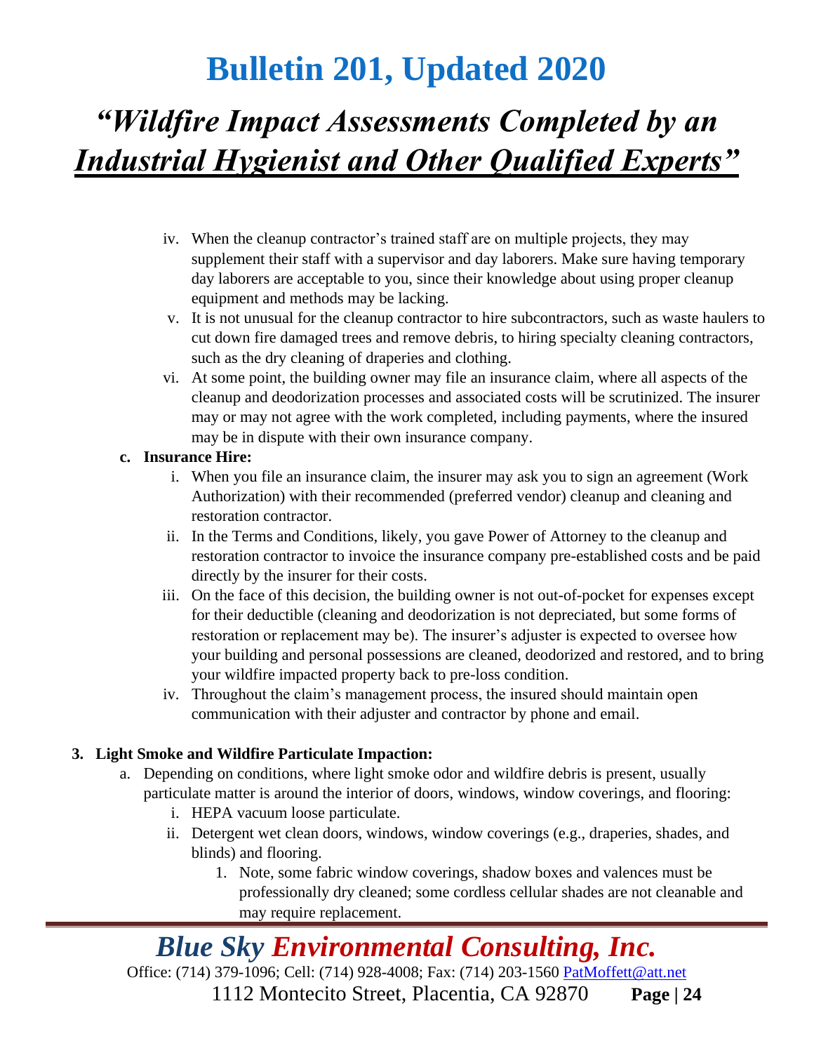iv. When the cleanup contractor's trained staff are on multiple projects, they may supplement their staff with a supervisor and day laborers. Make sure having temporary day laborers are acceptable to you, since their knowledge about using proper cleanup equipment and methods may be lacking.

v. It is not unusual for the cleanup contractor to hire subcontractors, such as waste haulers to cut down fire damaged trees and remove debris, to hiring specialty cleaning contractors, such as the dry cleaning of draperies and clothing.

vi. At some point, the building owner may file an insurance claim, where all aspects of the cleanup and deodorization processes and associated costs will be scrutinized. The insurer may or may not agree with the work completed, including payments, where the insured may be in dispute with their own insurance company.

**c. Insurance Hire:**

i. When you file an insurance claim, the insurer may ask you to sign an agreement (Work Authorization) with their recommended (preferred vendor) cleanup and cleaning and restoration contractor.

ii. In the Terms and Conditions, likely, you gave Power of Attorney to the cleanup and restoration contractor to invoice the insurance company pre-established costs and be paid directly by the insurer for their costs.

iii. On the face of this decision, the building owner is not out-of-pocket for expenses except for their deductible (cleaning and deodorization is not depreciated, but some forms of restoration or replacement may be). The insurer's adjuster is expected to oversee how your building and personal possessions are cleaned, deodorized and restored, and to bring your wildfire impacted property back to pre-loss condition.

iv. Throughout the claim's management process, the insured should maintain open communication with their adjuster and contractor by phone and email.

**3. Light Smoke and Wildfire Particulate Impaction:**

a. Depending on conditions, where light smoke odor and wildfire debris is present, usually particulate matter is around the interior of doors, windows, window coverings, and flooring:

i. HEPA vacuum loose particulate.

ii. Detergent wet clean doors, windows, window coverings (e.g., draperies, shades, and blinds) and flooring.

1. Note, some fabric window coverings, shadow boxes and valences must be professionally dry cleaned; some cordless cellular shades are not cleanable and may require replacement.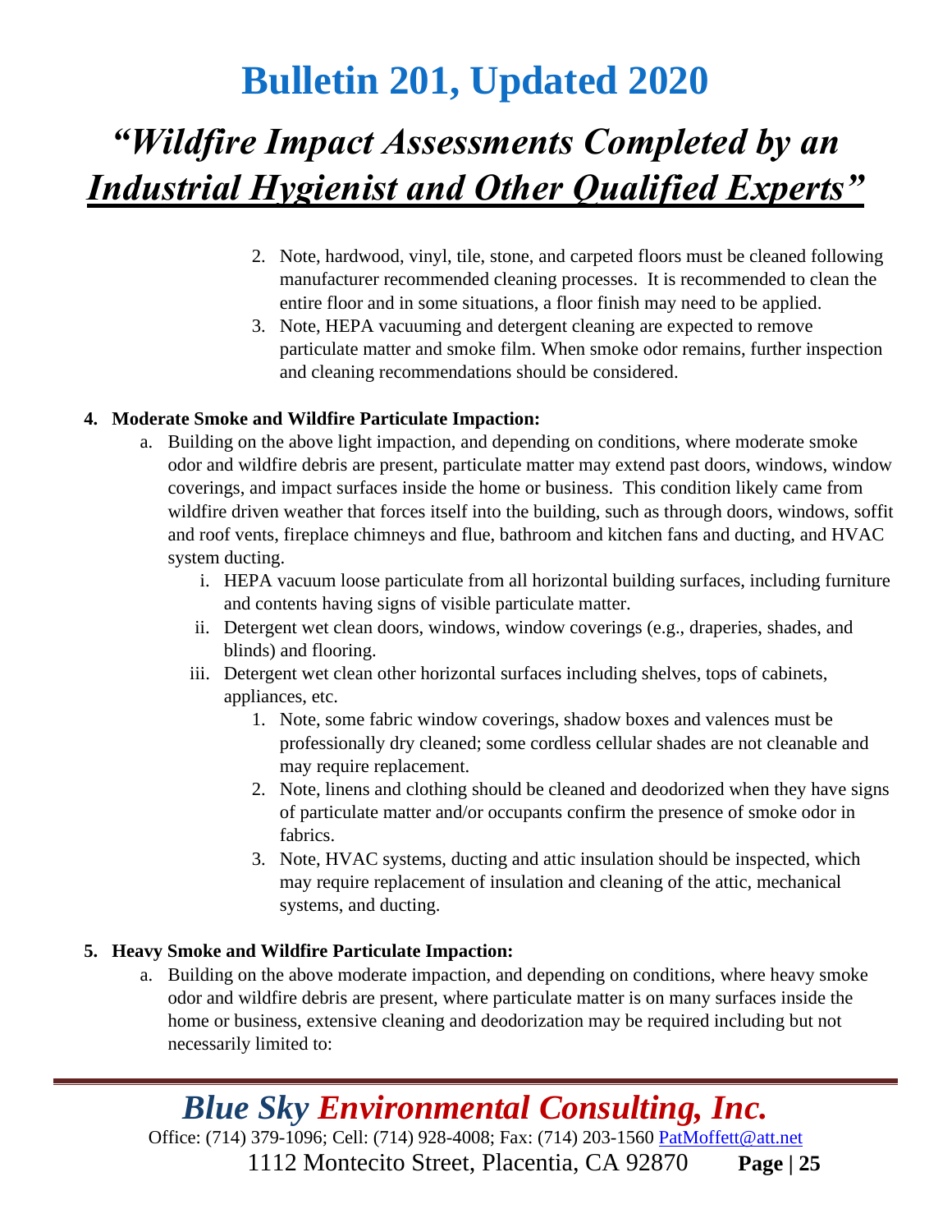2. Note, hardwood, vinyl, tile, stone, and carpeted floors must be cleaned following manufacturer recommended cleaning processes. It is recommended to clean the entire floor and in some situations, a floor finish may need to be applied.
3. Note, HEPA vacuuming and detergent cleaning are expected to remove particulate matter and smoke film. When smoke odor remains, further inspection and cleaning recommendations should be considered.

**4. Moderate Smoke and Wildfire Particulate Impaction:**

a. Building on the above light impaction, and depending on conditions, where moderate smoke odor and wildfire debris are present, particulate matter may extend past doors, windows, window coverings, and impact surfaces inside the home or business. This condition likely came from wildfire driven weather that forces itself into the building, such as through doors, windows, soffit and roof vents, fireplace chimneys and flue, bathroom and kitchen fans and ducting, and HVAC system ducting.

   i. HEPA vacuum loose particulate from all horizontal building surfaces, including furniture and contents having signs of visible particulate matter.

   ii. Detergent wet clean doors, windows, window coverings (e.g., draperies, shades, and blinds) and flooring.

   iii. Detergent wet clean other horizontal surfaces including shelves, tops of cabinets, appliances, etc.

      1. Note, some fabric window coverings, shadow boxes and valences must be professionally dry cleaned; some cordless cellular shades are not cleanable and may require replacement.
      2. Note, linens and clothing should be cleaned and deodorized when they have signs of particulate matter and/or occupants confirm the presence of smoke odor in fabrics.
      3. Note, HVAC systems, ducting and attic insulation should be inspected, which may require replacement of insulation and cleaning of the attic, mechanical systems, and ducting.

**5. Heavy Smoke and Wildfire Particulate Impaction:**

a. Building on the above moderate impaction, and depending on conditions, where heavy smoke odor and wildfire debris are present, where particulate matter is on many surfaces inside the home or business, extensive cleaning and deodorization may be required including but not necessarily limited to: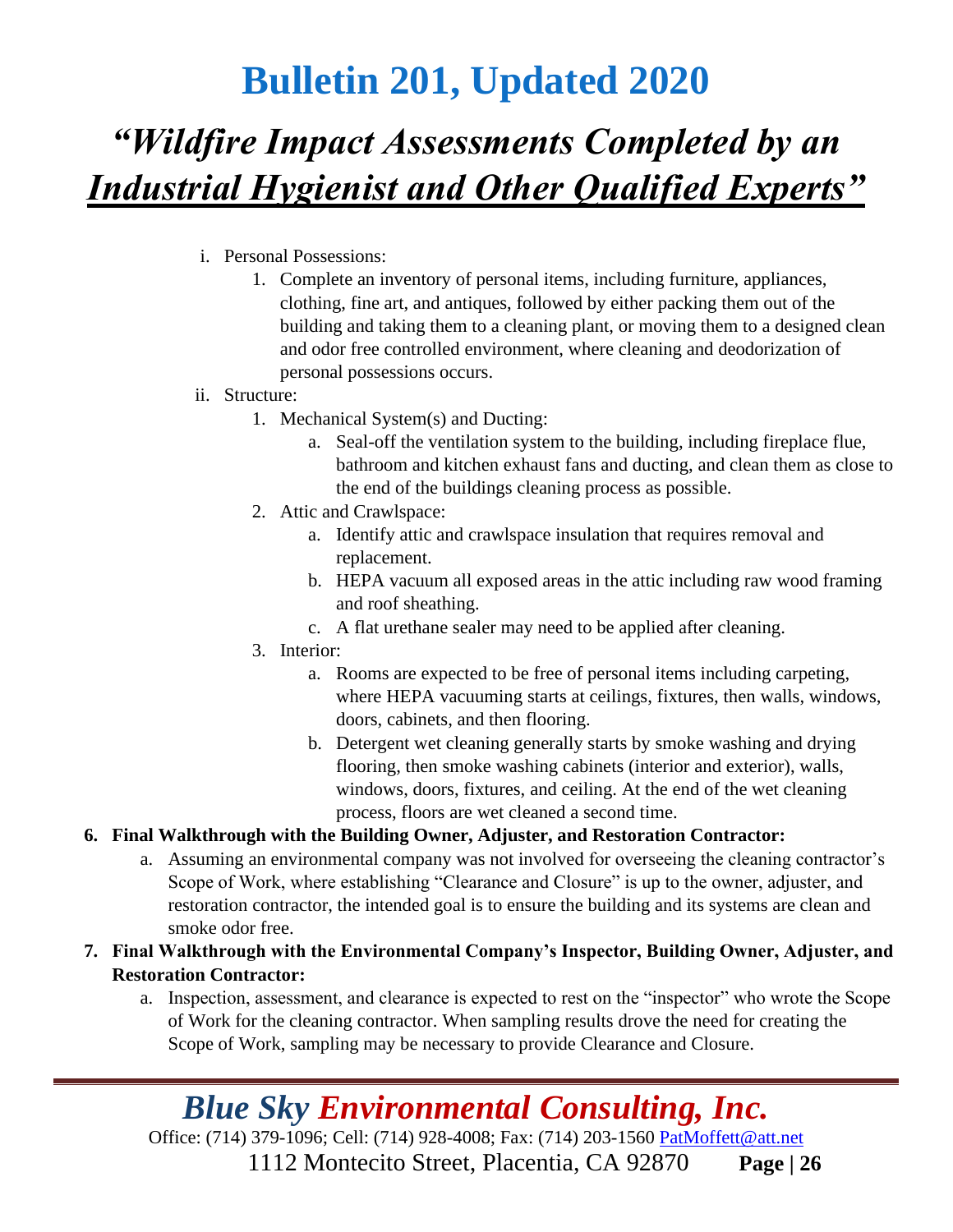i. Personal Possessions:
   1. Complete an inventory of personal items, including furniture, appliances, clothing, fine art, and antiques, followed by either packing them out of the building and taking them to a cleaning plant, or moving them to a designed clean and odor free controlled environment, where cleaning and deodorization of personal possessions occurs.

ii. Structure:
   1. Mechanical System(s) and Ducting:
      a. Seal-off the ventilation system to the building, including fireplace flue, bathroom and kitchen exhaust fans and ducting, and clean them as close to the end of the buildings cleaning process as possible.
   2. Attic and Crawlspace:
      a. Identify attic and crawlspace insulation that requires removal and replacement.
      b. HEPA vacuum all exposed areas in the attic including raw wood framing and roof sheathing.
      c. A flat urethane sealer may need to be applied after cleaning.
   3. Interior:
      a. Rooms are expected to be free of personal items including carpeting, where HEPA vacuuming starts at ceilings, fixtures, then walls, windows, doors, cabinets, and then flooring.
      b. Detergent wet cleaning generally starts by smoke washing and drying flooring, then smoke washing cabinets (interior and exterior), walls, windows, doors, fixtures, and ceiling. At the end of the wet cleaning process, floors are wet cleaned a second time.

**6. Final Walkthrough with the Building Owner, Adjuster, and Restoration Contractor:**

   a. Assuming an environmental company was not involved for overseeing the cleaning contractor's Scope of Work, where establishing "Clearance and Closure" is up to the owner, adjuster, and restoration contractor, the intended goal is to ensure the building and its systems are clean and smoke odor free.

**7. Final Walkthrough with the Environmental Company's Inspector, Building Owner, Adjuster, and Restoration Contractor:**

   a. Inspection, assessment, and clearance is expected to rest on the "inspector" who wrote the Scope of Work for the cleaning contractor. When sampling results drove the need for creating the Scope of Work, sampling may be necessary to provide Clearance and Closure.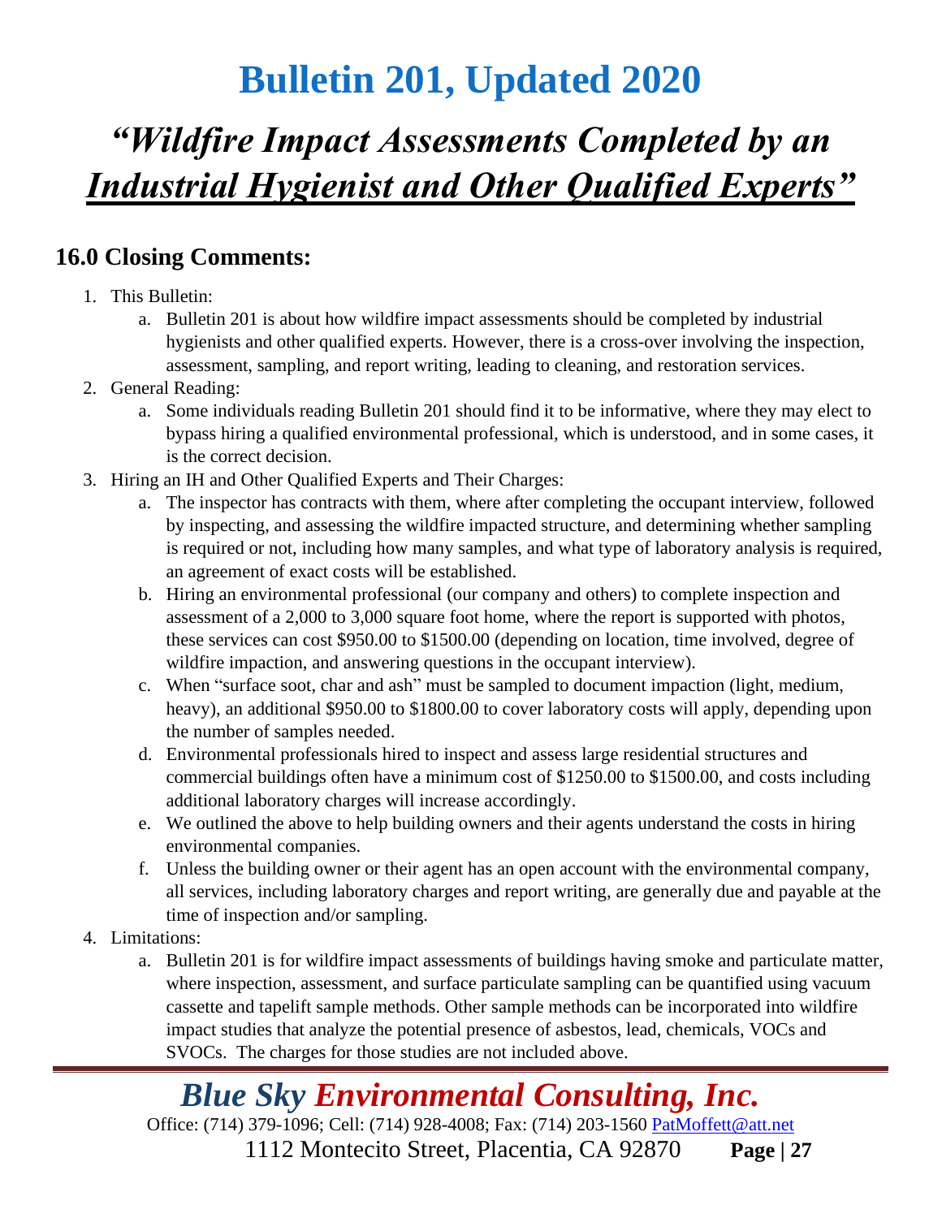## 16.0 Closing Comments:

1. This Bulletin:
    a. Bulletin 201 is about how wildfire impact assessments should be completed by industrial hygienists and other qualified experts. However, there is a cross-over involving the inspection, assessment, sampling, and report writing, leading to cleaning, and restoration services.
2. General Reading:
    a. Some individuals reading Bulletin 201 should find it to be informative, where they may elect to bypass hiring a qualified environmental professional, which is understood, and in some cases, it is the correct decision.
3. Hiring an IH and Other Qualified Experts and Their Charges:
    a. The inspector has contracts with them, where after completing the occupant interview, followed by inspecting, and assessing the wildfire impacted structure, and determining whether sampling is required or not, including how many samples, and what type of laboratory analysis is required, an agreement of exact costs will be established.
    b. Hiring an environmental professional (our company and others) to complete inspection and assessment of a 2,000 to 3,000 square foot home, where the report is supported with photos, these services can cost $950.00 to $1500.00 (depending on location, time involved, degree of wildfire impaction, and answering questions in the occupant interview).
    c. When "surface soot, char and ash" must be sampled to document impaction (light, medium, heavy), an additional $950.00 to $1800.00 to cover laboratory costs will apply, depending upon the number of samples needed.
    d. Environmental professionals hired to inspect and assess large residential structures and commercial buildings often have a minimum cost of $1250.00 to $1500.00, and costs including additional laboratory charges will increase accordingly.
    e. We outlined the above to help building owners and their agents understand the costs in hiring environmental companies.
    f. Unless the building owner or their agent has an open account with the environmental company, all services, including laboratory charges and report writing, are generally due and payable at the time of inspection and/or sampling.
4. Limitations:
    a. Bulletin 201 is for wildfire impact assessments of buildings having smoke and particulate matter, where inspection, assessment, and surface particulate sampling can be quantified using vacuum cassette and tapelift sample methods. Other sample methods can be incorporated into wildfire impact studies that analyze the potential presence of asbestos, lead, chemicals, VOCs and SVOCs. The charges for those studies are not included above.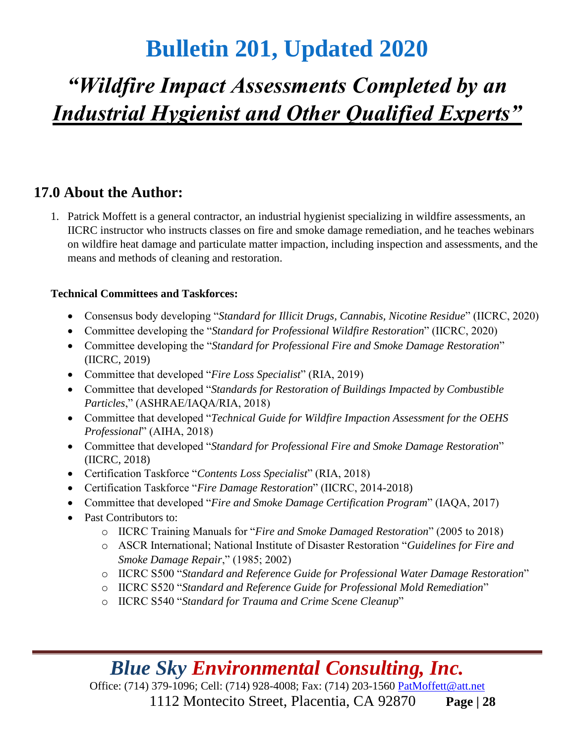## 17.0 About the Author:

1. Patrick Moffett is a general contractor, an industrial hygienist specializing in wildfire assessments, an IICRC instructor who instructs classes on fire and smoke damage remediation, and he teaches webinars on wildfire heat damage and particulate matter impaction, including inspection and assessments, and the means and methods of cleaning and restoration.

**Technical Committees and Taskforces:**

- Consensus body developing "*Standard for Illicit Drugs, Cannabis, Nicotine Residue*" (IICRC, 2020)
- Committee developing the "*Standard for Professional Wildfire Restoration*" (IICRC, 2020)
- Committee developing the "*Standard for Professional Fire and Smoke Damage Restoration*" (IICRC, 2019)
- Committee that developed "*Fire Loss Specialist*" (RIA, 2019)
- Committee that developed "*Standards for Restoration of Buildings Impacted by Combustible Particles*," (ASHRAE/IAQA/RIA, 2018)
- Committee that developed "*Technical Guide for Wildfire Impaction Assessment for the OEHS Professional*" (AIHA, 2018)
- Committee that developed "*Standard for Professional Fire and Smoke Damage Restoration*" (IICRC, 2018)
- Certification Taskforce "*Contents Loss Specialist*" (RIA, 2018)
- Certification Taskforce "*Fire Damage Restoration*" (IICRC, 2014-2018)
- Committee that developed "*Fire and Smoke Damage Certification Program*" (IAQA, 2017)
- Past Contributors to:
  - IICRC Training Manuals for "*Fire and Smoke Damaged Restoration*" (2005 to 2018)
  - ASCR International; National Institute of Disaster Restoration "*Guidelines for Fire and Smoke Damage Repair*," (1985; 2002)
  - IICRC S500 "*Standard and Reference Guide for Professional Water Damage Restoration*"
  - IICRC S520 "*Standard and Reference Guide for Professional Mold Remediation*"
  - IICRC S540 "*Standard for Trauma and Crime Scene Cleanup*"